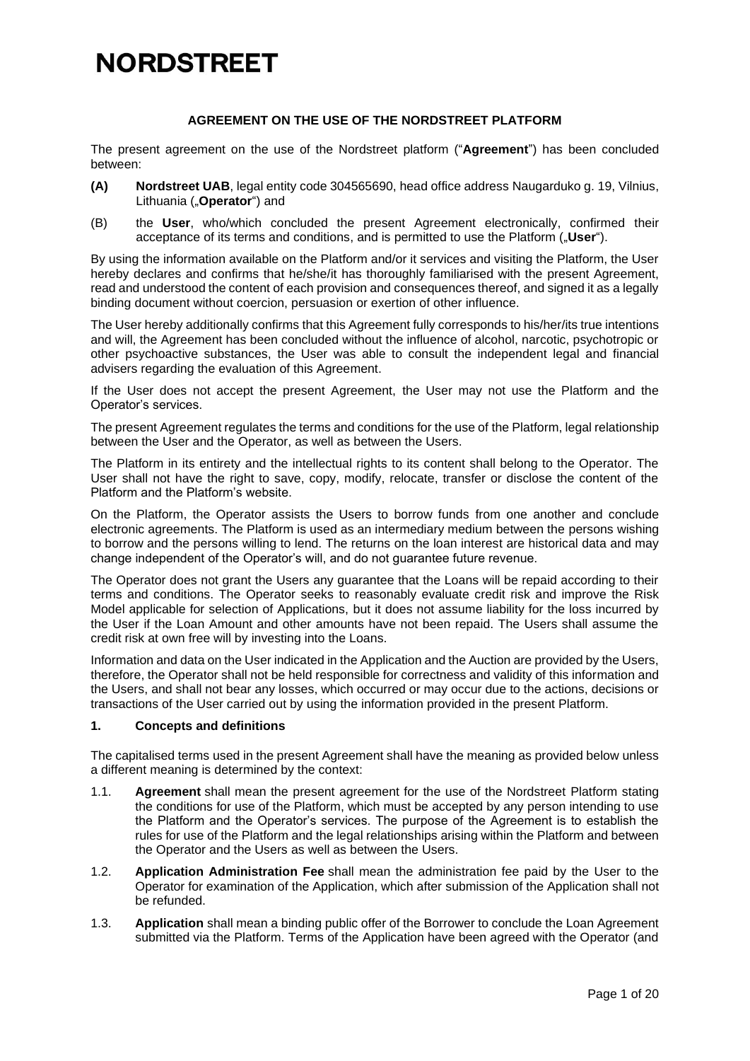# NORDSTREET

**AGREEMENT ON THE USE OF THE NORDSTREET PLATFORM**

The present agreement on the use of the Nordstreet platform ("**Agreement**") has been concluded between:

**(A)** **Nordstreet UAB**, legal entity code 304565690, head office address Naugarduko g. 19, Vilnius, Lithuania („**Operator**") and

(B) the **User**, who/which concluded the present Agreement electronically, confirmed their acceptance of its terms and conditions, and is permitted to use the Platform („**User**").

By using the information available on the Platform and/or it services and visiting the Platform, the User hereby declares and confirms that he/she/it has thoroughly familiarised with the present Agreement, read and understood the content of each provision and consequences thereof, and signed it as a legally binding document without coercion, persuasion or exertion of other influence.

The User hereby additionally confirms that this Agreement fully corresponds to his/her/its true intentions and will, the Agreement has been concluded without the influence of alcohol, narcotic, psychotropic or other psychoactive substances, the User was able to consult the independent legal and financial advisers regarding the evaluation of this Agreement.

If the User does not accept the present Agreement, the User may not use the Platform and the Operator's services.

The present Agreement regulates the terms and conditions for the use of the Platform, legal relationship between the User and the Operator, as well as between the Users.

The Platform in its entirety and the intellectual rights to its content shall belong to the Operator. The User shall not have the right to save, copy, modify, relocate, transfer or disclose the content of the Platform and the Platform's website.

On the Platform, the Operator assists the Users to borrow funds from one another and conclude electronic agreements. The Platform is used as an intermediary medium between the persons wishing to borrow and the persons willing to lend. The returns on the loan interest are historical data and may change independent of the Operator's will, and do not guarantee future revenue.

The Operator does not grant the Users any guarantee that the Loans will be repaid according to their terms and conditions. The Operator seeks to reasonably evaluate credit risk and improve the Risk Model applicable for selection of Applications, but it does not assume liability for the loss incurred by the User if the Loan Amount and other amounts have not been repaid. The Users shall assume the credit risk at own free will by investing into the Loans.

Information and data on the User indicated in the Application and the Auction are provided by the Users, therefore, the Operator shall not be held responsible for correctness and validity of this information and the Users, and shall not bear any losses, which occurred or may occur due to the actions, decisions or transactions of the User carried out by using the information provided in the present Platform.

## 1. Concepts and definitions

The capitalised terms used in the present Agreement shall have the meaning as provided below unless a different meaning is determined by the context:

1.1. **Agreement** shall mean the present agreement for the use of the Nordstreet Platform stating the conditions for use of the Platform, which must be accepted by any person intending to use the Platform and the Operator's services. The purpose of the Agreement is to establish the rules for use of the Platform and the legal relationships arising within the Platform and between the Operator and the Users as well as between the Users.

1.2. **Application Administration Fee** shall mean the administration fee paid by the User to the Operator for examination of the Application, which after submission of the Application shall not be refunded.

1.3. **Application** shall mean a binding public offer of the Borrower to conclude the Loan Agreement submitted via the Platform. Terms of the Application have been agreed with the Operator (and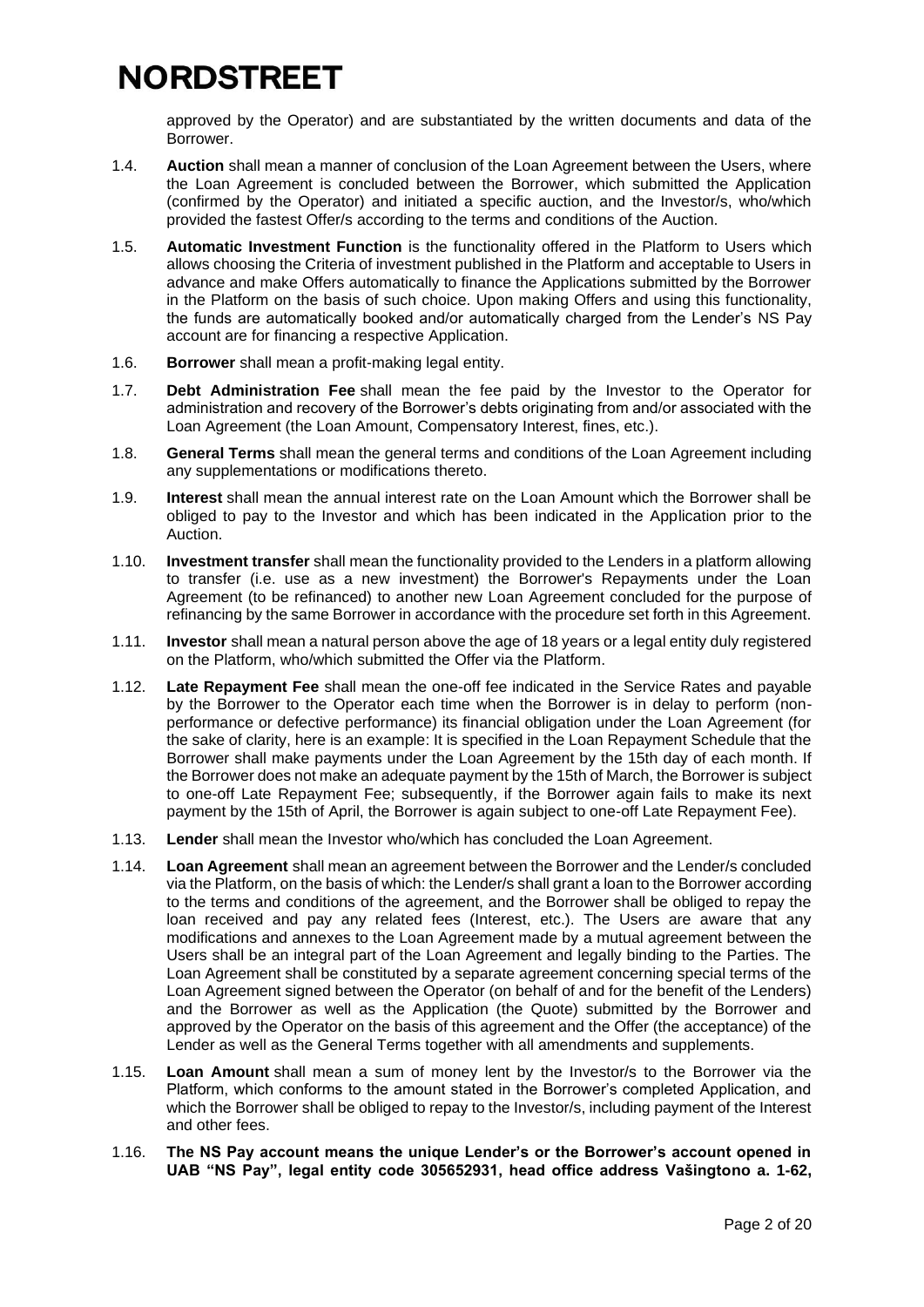approved by the Operator) and are substantiated by the written documents and data of the Borrower.

1.4. **Auction** shall mean a manner of conclusion of the Loan Agreement between the Users, where the Loan Agreement is concluded between the Borrower, which submitted the Application (confirmed by the Operator) and initiated a specific auction, and the Investor/s, who/which provided the fastest Offer/s according to the terms and conditions of the Auction.

1.5. **Automatic Investment Function** is the functionality offered in the Platform to Users which allows choosing the Criteria of investment published in the Platform and acceptable to Users in advance and make Offers automatically to finance the Applications submitted by the Borrower in the Platform on the basis of such choice. Upon making Offers and using this functionality, the funds are automatically booked and/or automatically charged from the Lender's NS Pay account are for financing a respective Application.

1.6. **Borrower** shall mean a profit-making legal entity.

1.7. **Debt Administration Fee** shall mean the fee paid by the Investor to the Operator for administration and recovery of the Borrower's debts originating from and/or associated with the Loan Agreement (the Loan Amount, Compensatory Interest, fines, etc.).

1.8. **General Terms** shall mean the general terms and conditions of the Loan Agreement including any supplementations or modifications thereto.

1.9. **Interest** shall mean the annual interest rate on the Loan Amount which the Borrower shall be obliged to pay to the Investor and which has been indicated in the Application prior to the Auction.

1.10. **Investment transfer** shall mean the functionality provided to the Lenders in a platform allowing to transfer (i.e. use as a new investment) the Borrower's Repayments under the Loan Agreement (to be refinanced) to another new Loan Agreement concluded for the purpose of refinancing by the same Borrower in accordance with the procedure set forth in this Agreement.

1.11. **Investor** shall mean a natural person above the age of 18 years or a legal entity duly registered on the Platform, who/which submitted the Offer via the Platform.

1.12. **Late Repayment Fee** shall mean the one-off fee indicated in the Service Rates and payable by the Borrower to the Operator each time when the Borrower is in delay to perform (non-performance or defective performance) its financial obligation under the Loan Agreement (for the sake of clarity, here is an example: It is specified in the Loan Repayment Schedule that the Borrower shall make payments under the Loan Agreement by the 15th day of each month. If the Borrower does not make an adequate payment by the 15th of March, the Borrower is subject to one-off Late Repayment Fee; subsequently, if the Borrower again fails to make its next payment by the 15th of April, the Borrower is again subject to one-off Late Repayment Fee).

1.13. **Lender** shall mean the Investor who/which has concluded the Loan Agreement.

1.14. **Loan Agreement** shall mean an agreement between the Borrower and the Lender/s concluded via the Platform, on the basis of which: the Lender/s shall grant a loan to the Borrower according to the terms and conditions of the agreement, and the Borrower shall be obliged to repay the loan received and pay any related fees (Interest, etc.). The Users are aware that any modifications and annexes to the Loan Agreement made by a mutual agreement between the Users shall be an integral part of the Loan Agreement and legally binding to the Parties. The Loan Agreement shall be constituted by a separate agreement concerning special terms of the Loan Agreement signed between the Operator (on behalf of and for the benefit of the Lenders) and the Borrower as well as the Application (the Quote) submitted by the Borrower and approved by the Operator on the basis of this agreement and the Offer (the acceptance) of the Lender as well as the General Terms together with all amendments and supplements.

1.15. **Loan Amount** shall mean a sum of money lent by the Investor/s to the Borrower via the Platform, which conforms to the amount stated in the Borrower's completed Application, and which the Borrower shall be obliged to repay to the Investor/s, including payment of the Interest and other fees.

1.16. **The NS Pay account means the unique Lender's or the Borrower's account opened in UAB "NS Pay", legal entity code 305652931, head office address Vašingtono a. 1-62,**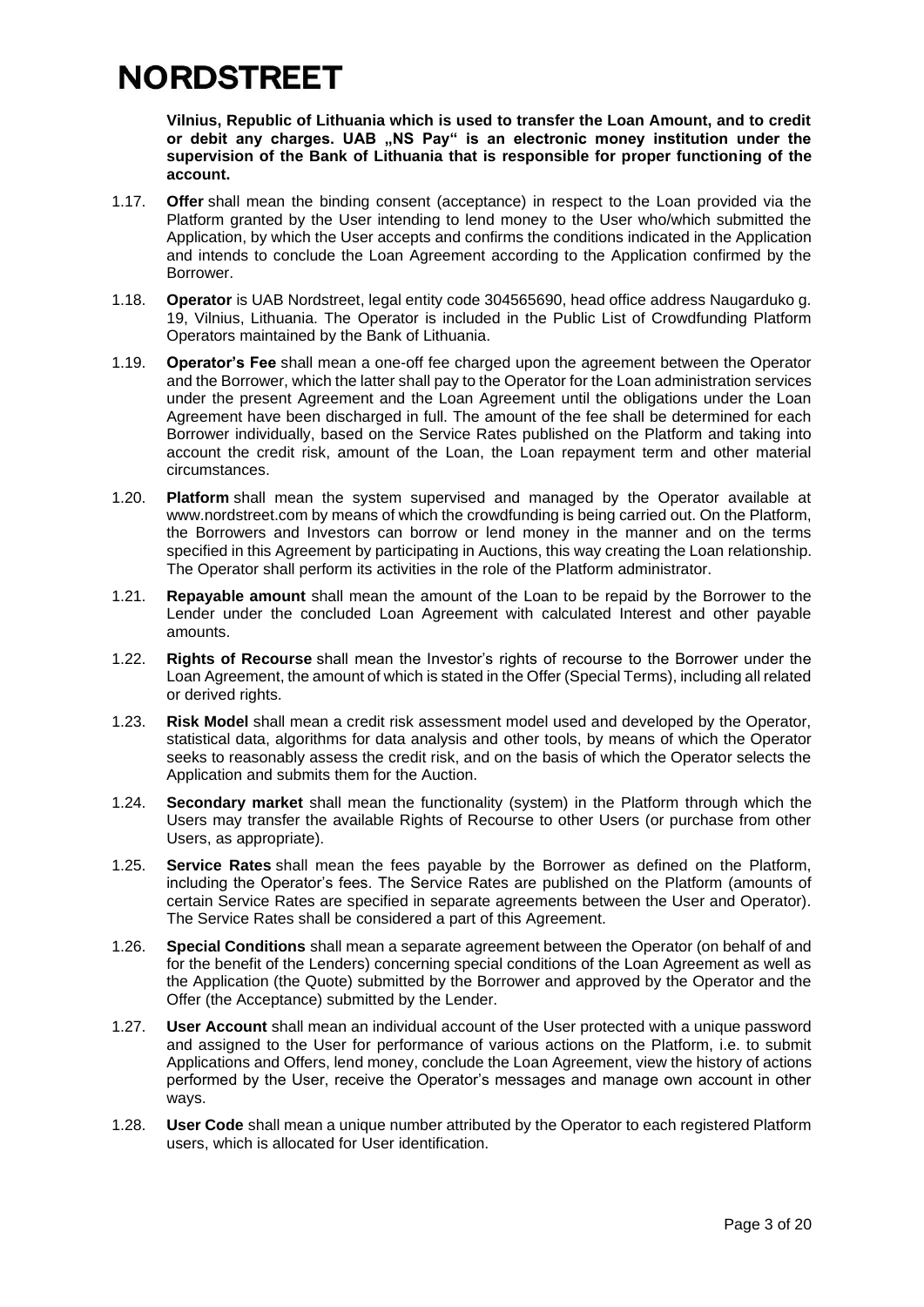**Vilnius, Republic of Lithuania which is used to transfer the Loan Amount, and to credit or debit any charges. UAB „NS Pay" is an electronic money institution under the supervision of the Bank of Lithuania that is responsible for proper functioning of the account.**

1.17. **Offer** shall mean the binding consent (acceptance) in respect to the Loan provided via the Platform granted by the User intending to lend money to the User who/which submitted the Application, by which the User accepts and confirms the conditions indicated in the Application and intends to conclude the Loan Agreement according to the Application confirmed by the Borrower.

1.18. **Operator** is UAB Nordstreet, legal entity code 304565690, head office address Naugarduko g. 19, Vilnius, Lithuania. The Operator is included in the Public List of Crowdfunding Platform Operators maintained by the Bank of Lithuania.

1.19. **Operator's Fee** shall mean a one-off fee charged upon the agreement between the Operator and the Borrower, which the latter shall pay to the Operator for the Loan administration services under the present Agreement and the Loan Agreement until the obligations under the Loan Agreement have been discharged in full. The amount of the fee shall be determined for each Borrower individually, based on the Service Rates published on the Platform and taking into account the credit risk, amount of the Loan, the Loan repayment term and other material circumstances.

1.20. **Platform** shall mean the system supervised and managed by the Operator available at www.nordstreet.com by means of which the crowdfunding is being carried out. On the Platform, the Borrowers and Investors can borrow or lend money in the manner and on the terms specified in this Agreement by participating in Auctions, this way creating the Loan relationship. The Operator shall perform its activities in the role of the Platform administrator.

1.21. **Repayable amount** shall mean the amount of the Loan to be repaid by the Borrower to the Lender under the concluded Loan Agreement with calculated Interest and other payable amounts.

1.22. **Rights of Recourse** shall mean the Investor's rights of recourse to the Borrower under the Loan Agreement, the amount of which is stated in the Offer (Special Terms), including all related or derived rights.

1.23. **Risk Model** shall mean a credit risk assessment model used and developed by the Operator, statistical data, algorithms for data analysis and other tools, by means of which the Operator seeks to reasonably assess the credit risk, and on the basis of which the Operator selects the Application and submits them for the Auction.

1.24. **Secondary market** shall mean the functionality (system) in the Platform through which the Users may transfer the available Rights of Recourse to other Users (or purchase from other Users, as appropriate).

1.25. **Service Rates** shall mean the fees payable by the Borrower as defined on the Platform, including the Operator's fees. The Service Rates are published on the Platform (amounts of certain Service Rates are specified in separate agreements between the User and Operator). The Service Rates shall be considered a part of this Agreement.

1.26. **Special Conditions** shall mean a separate agreement between the Operator (on behalf of and for the benefit of the Lenders) concerning special conditions of the Loan Agreement as well as the Application (the Quote) submitted by the Borrower and approved by the Operator and the Offer (the Acceptance) submitted by the Lender.

1.27. **User Account** shall mean an individual account of the User protected with a unique password and assigned to the User for performance of various actions on the Platform, i.e. to submit Applications and Offers, lend money, conclude the Loan Agreement, view the history of actions performed by the User, receive the Operator's messages and manage own account in other ways.

1.28. **User Code** shall mean a unique number attributed by the Operator to each registered Platform users, which is allocated for User identification.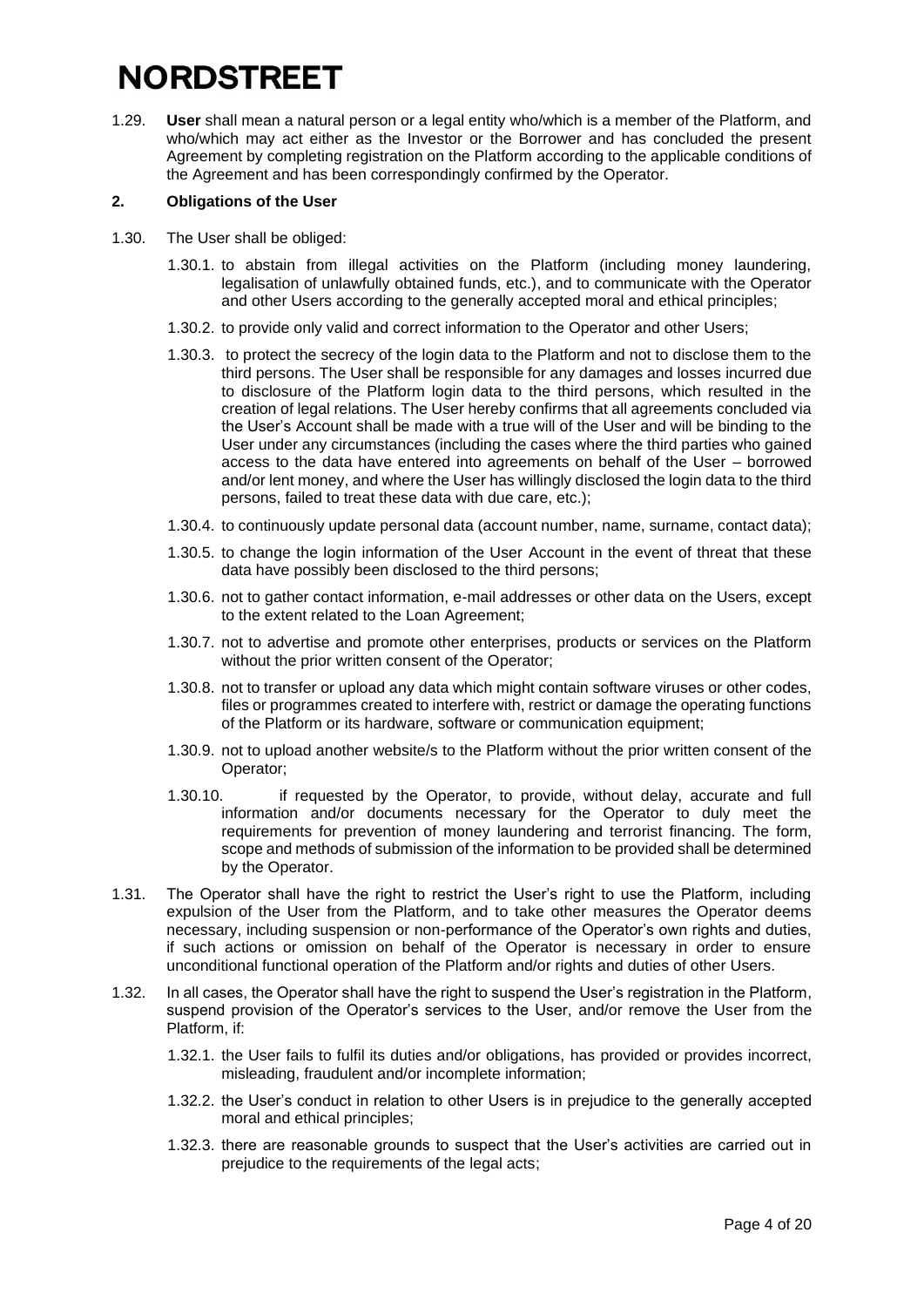1.29. **User** shall mean a natural person or a legal entity who/which is a member of the Platform, and who/which may act either as the Investor or the Borrower and has concluded the present Agreement by completing registration on the Platform according to the applicable conditions of the Agreement and has been correspondingly confirmed by the Operator.

## 2. Obligations of the User

1.30. The User shall be obliged:

1.30.1. to abstain from illegal activities on the Platform (including money laundering, legalisation of unlawfully obtained funds, etc.), and to communicate with the Operator and other Users according to the generally accepted moral and ethical principles;

1.30.2. to provide only valid and correct information to the Operator and other Users;

1.30.3. to protect the secrecy of the login data to the Platform and not to disclose them to the third persons. The User shall be responsible for any damages and losses incurred due to disclosure of the Platform login data to the third persons, which resulted in the creation of legal relations. The User hereby confirms that all agreements concluded via the User's Account shall be made with a true will of the User and will be binding to the User under any circumstances (including the cases where the third parties who gained access to the data have entered into agreements on behalf of the User – borrowed and/or lent money, and where the User has willingly disclosed the login data to the third persons, failed to treat these data with due care, etc.);

1.30.4. to continuously update personal data (account number, name, surname, contact data);

1.30.5. to change the login information of the User Account in the event of threat that these data have possibly been disclosed to the third persons;

1.30.6. not to gather contact information, e-mail addresses or other data on the Users, except to the extent related to the Loan Agreement;

1.30.7. not to advertise and promote other enterprises, products or services on the Platform without the prior written consent of the Operator;

1.30.8. not to transfer or upload any data which might contain software viruses or other codes, files or programmes created to interfere with, restrict or damage the operating functions of the Platform or its hardware, software or communication equipment;

1.30.9. not to upload another website/s to the Platform without the prior written consent of the Operator;

1.30.10. if requested by the Operator, to provide, without delay, accurate and full information and/or documents necessary for the Operator to duly meet the requirements for prevention of money laundering and terrorist financing. The form, scope and methods of submission of the information to be provided shall be determined by the Operator.

1.31. The Operator shall have the right to restrict the User's right to use the Platform, including expulsion of the User from the Platform, and to take other measures the Operator deems necessary, including suspension or non-performance of the Operator's own rights and duties, if such actions or omission on behalf of the Operator is necessary in order to ensure unconditional functional operation of the Platform and/or rights and duties of other Users.

1.32. In all cases, the Operator shall have the right to suspend the User's registration in the Platform, suspend provision of the Operator's services to the User, and/or remove the User from the Platform, if:

1.32.1. the User fails to fulfil its duties and/or obligations, has provided or provides incorrect, misleading, fraudulent and/or incomplete information;

1.32.2. the User's conduct in relation to other Users is in prejudice to the generally accepted moral and ethical principles;

1.32.3. there are reasonable grounds to suspect that the User's activities are carried out in prejudice to the requirements of the legal acts;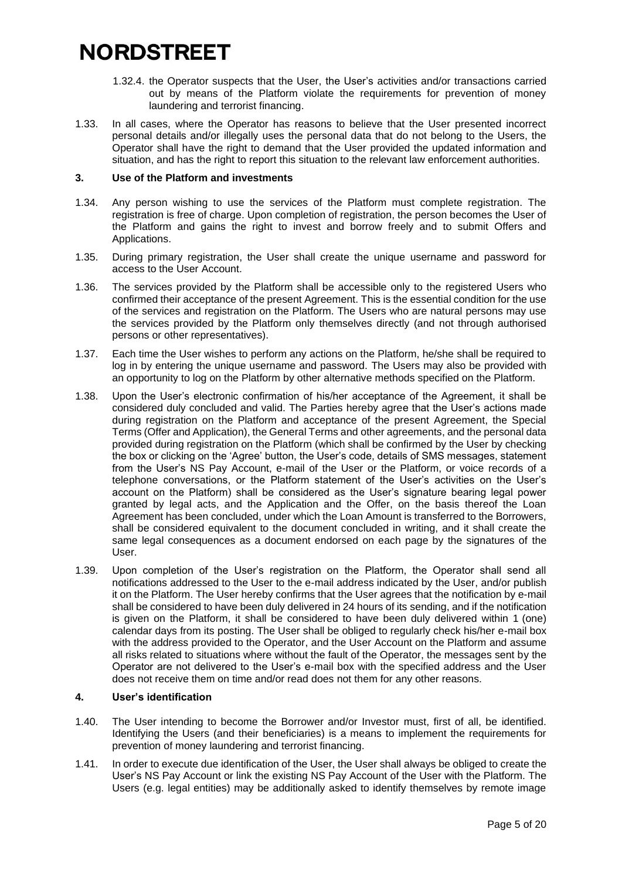1.32.4. the Operator suspects that the User, the User's activities and/or transactions carried out by means of the Platform violate the requirements for prevention of money laundering and terrorist financing.

1.33. In all cases, where the Operator has reasons to believe that the User presented incorrect personal details and/or illegally uses the personal data that do not belong to the Users, the Operator shall have the right to demand that the User provided the updated information and situation, and has the right to report this situation to the relevant law enforcement authorities.

### 3. Use of the Platform and investments

1.34. Any person wishing to use the services of the Platform must complete registration. The registration is free of charge. Upon completion of registration, the person becomes the User of the Platform and gains the right to invest and borrow freely and to submit Offers and Applications.

1.35. During primary registration, the User shall create the unique username and password for access to the User Account.

1.36. The services provided by the Platform shall be accessible only to the registered Users who confirmed their acceptance of the present Agreement. This is the essential condition for the use of the services and registration on the Platform. The Users who are natural persons may use the services provided by the Platform only themselves directly (and not through authorised persons or other representatives).

1.37. Each time the User wishes to perform any actions on the Platform, he/she shall be required to log in by entering the unique username and password. The Users may also be provided with an opportunity to log on the Platform by other alternative methods specified on the Platform.

1.38. Upon the User's electronic confirmation of his/her acceptance of the Agreement, it shall be considered duly concluded and valid. The Parties hereby agree that the User's actions made during registration on the Platform and acceptance of the present Agreement, the Special Terms (Offer and Application), the General Terms and other agreements, and the personal data provided during registration on the Platform (which shall be confirmed by the User by checking the box or clicking on the 'Agree' button, the User's code, details of SMS messages, statement from the User's NS Pay Account, e-mail of the User or the Platform, or voice records of a telephone conversations, or the Platform statement of the User's activities on the User's account on the Platform) shall be considered as the User's signature bearing legal power granted by legal acts, and the Application and the Offer, on the basis thereof the Loan Agreement has been concluded, under which the Loan Amount is transferred to the Borrowers, shall be considered equivalent to the document concluded in writing, and it shall create the same legal consequences as a document endorsed on each page by the signatures of the User.

1.39. Upon completion of the User's registration on the Platform, the Operator shall send all notifications addressed to the User to the e-mail address indicated by the User, and/or publish it on the Platform. The User hereby confirms that the User agrees that the notification by e-mail shall be considered to have been duly delivered in 24 hours of its sending, and if the notification is given on the Platform, it shall be considered to have been duly delivered within 1 (one) calendar days from its posting. The User shall be obliged to regularly check his/her e-mail box with the address provided to the Operator, and the User Account on the Platform and assume all risks related to situations where without the fault of the Operator, the messages sent by the Operator are not delivered to the User's e-mail box with the specified address and the User does not receive them on time and/or read does not them for any other reasons.

### 4. User's identification

1.40. The User intending to become the Borrower and/or Investor must, first of all, be identified. Identifying the Users (and their beneficiaries) is a means to implement the requirements for prevention of money laundering and terrorist financing.

1.41. In order to execute due identification of the User, the User shall always be obliged to create the User's NS Pay Account or link the existing NS Pay Account of the User with the Platform. The Users (e.g. legal entities) may be additionally asked to identify themselves by remote image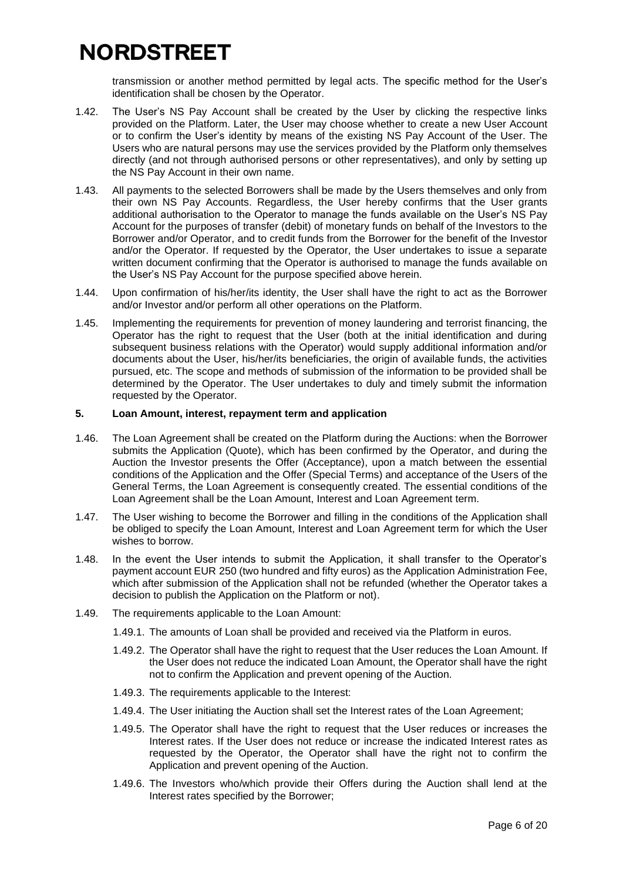transmission or another method permitted by legal acts. The specific method for the User's identification shall be chosen by the Operator.

1.42. The User's NS Pay Account shall be created by the User by clicking the respective links provided on the Platform. Later, the User may choose whether to create a new User Account or to confirm the User's identity by means of the existing NS Pay Account of the User. The Users who are natural persons may use the services provided by the Platform only themselves directly (and not through authorised persons or other representatives), and only by setting up the NS Pay Account in their own name.

1.43. All payments to the selected Borrowers shall be made by the Users themselves and only from their own NS Pay Accounts. Regardless, the User hereby confirms that the User grants additional authorisation to the Operator to manage the funds available on the User's NS Pay Account for the purposes of transfer (debit) of monetary funds on behalf of the Investors to the Borrower and/or Operator, and to credit funds from the Borrower for the benefit of the Investor and/or the Operator. If requested by the Operator, the User undertakes to issue a separate written document confirming that the Operator is authorised to manage the funds available on the User's NS Pay Account for the purpose specified above herein.

1.44. Upon confirmation of his/her/its identity, the User shall have the right to act as the Borrower and/or Investor and/or perform all other operations on the Platform.

1.45. Implementing the requirements for prevention of money laundering and terrorist financing, the Operator has the right to request that the User (both at the initial identification and during subsequent business relations with the Operator) would supply additional information and/or documents about the User, his/her/its beneficiaries, the origin of available funds, the activities pursued, etc. The scope and methods of submission of the information to be provided shall be determined by the Operator. The User undertakes to duly and timely submit the information requested by the Operator.

## 5. Loan Amount, interest, repayment term and application

1.46. The Loan Agreement shall be created on the Platform during the Auctions: when the Borrower submits the Application (Quote), which has been confirmed by the Operator, and during the Auction the Investor presents the Offer (Acceptance), upon a match between the essential conditions of the Application and the Offer (Special Terms) and acceptance of the Users of the General Terms, the Loan Agreement is consequently created. The essential conditions of the Loan Agreement shall be the Loan Amount, Interest and Loan Agreement term.

1.47. The User wishing to become the Borrower and filling in the conditions of the Application shall be obliged to specify the Loan Amount, Interest and Loan Agreement term for which the User wishes to borrow.

1.48. In the event the User intends to submit the Application, it shall transfer to the Operator's payment account EUR 250 (two hundred and fifty euros) as the Application Administration Fee, which after submission of the Application shall not be refunded (whether the Operator takes a decision to publish the Application on the Platform or not).

1.49. The requirements applicable to the Loan Amount:

1.49.1. The amounts of Loan shall be provided and received via the Platform in euros.

1.49.2. The Operator shall have the right to request that the User reduces the Loan Amount. If the User does not reduce the indicated Loan Amount, the Operator shall have the right not to confirm the Application and prevent opening of the Auction.

1.49.3. The requirements applicable to the Interest:

1.49.4. The User initiating the Auction shall set the Interest rates of the Loan Agreement;

1.49.5. The Operator shall have the right to request that the User reduces or increases the Interest rates. If the User does not reduce or increase the indicated Interest rates as requested by the Operator, the Operator shall have the right not to confirm the Application and prevent opening of the Auction.

1.49.6. The Investors who/which provide their Offers during the Auction shall lend at the Interest rates specified by the Borrower;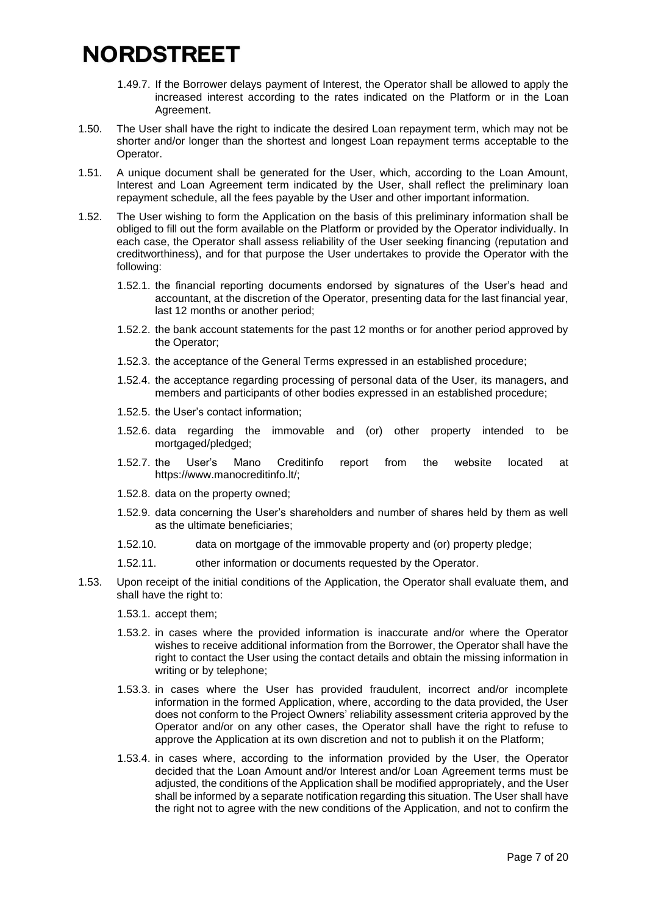**NORDSTREET**

1.49.7. If the Borrower delays payment of Interest, the Operator shall be allowed to apply the increased interest according to the rates indicated on the Platform or in the Loan Agreement.

1.50. The User shall have the right to indicate the desired Loan repayment term, which may not be shorter and/or longer than the shortest and longest Loan repayment terms acceptable to the Operator.

1.51. A unique document shall be generated for the User, which, according to the Loan Amount, Interest and Loan Agreement term indicated by the User, shall reflect the preliminary loan repayment schedule, all the fees payable by the User and other important information.

1.52. The User wishing to form the Application on the basis of this preliminary information shall be obliged to fill out the form available on the Platform or provided by the Operator individually. In each case, the Operator shall assess reliability of the User seeking financing (reputation and creditworthiness), and for that purpose the User undertakes to provide the Operator with the following:

1.52.1. the financial reporting documents endorsed by signatures of the User's head and accountant, at the discretion of the Operator, presenting data for the last financial year, last 12 months or another period;

1.52.2. the bank account statements for the past 12 months or for another period approved by the Operator;

1.52.3. the acceptance of the General Terms expressed in an established procedure;

1.52.4. the acceptance regarding processing of personal data of the User, its managers, and members and participants of other bodies expressed in an established procedure;

1.52.5. the User's contact information;

1.52.6. data regarding the immovable and (or) other property intended to be mortgaged/pledged;

1.52.7. the User's Mano Creditinfo report from the website located at https://www.manocreditinfo.lt/;

1.52.8. data on the property owned;

1.52.9. data concerning the User's shareholders and number of shares held by them as well as the ultimate beneficiaries;

1.52.10. data on mortgage of the immovable property and (or) property pledge;

1.52.11. other information or documents requested by the Operator.

1.53. Upon receipt of the initial conditions of the Application, the Operator shall evaluate them, and shall have the right to:

1.53.1. accept them;

1.53.2. in cases where the provided information is inaccurate and/or where the Operator wishes to receive additional information from the Borrower, the Operator shall have the right to contact the User using the contact details and obtain the missing information in writing or by telephone;

1.53.3. in cases where the User has provided fraudulent, incorrect and/or incomplete information in the formed Application, where, according to the data provided, the User does not conform to the Project Owners' reliability assessment criteria approved by the Operator and/or on any other cases, the Operator shall have the right to refuse to approve the Application at its own discretion and not to publish it on the Platform;

1.53.4. in cases where, according to the information provided by the User, the Operator decided that the Loan Amount and/or Interest and/or Loan Agreement terms must be adjusted, the conditions of the Application shall be modified appropriately, and the User shall be informed by a separate notification regarding this situation. The User shall have the right not to agree with the new conditions of the Application, and not to confirm the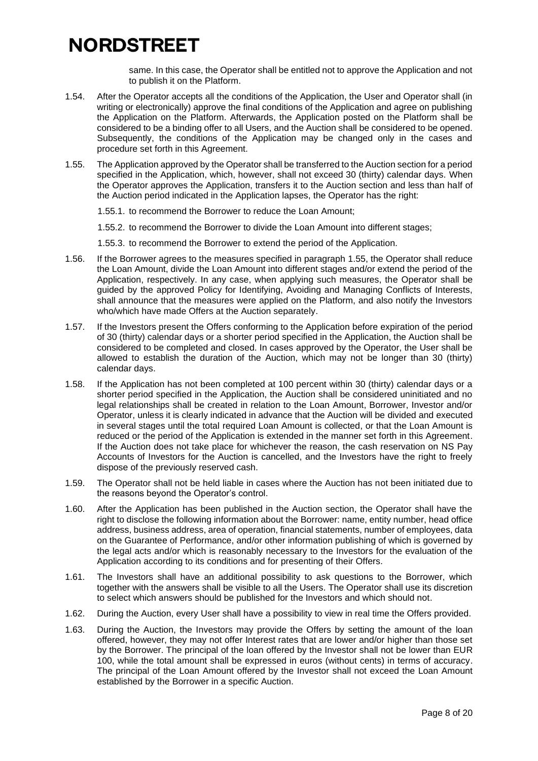same. In this case, the Operator shall be entitled not to approve the Application and not to publish it on the Platform.

1.54. After the Operator accepts all the conditions of the Application, the User and Operator shall (in writing or electronically) approve the final conditions of the Application and agree on publishing the Application on the Platform. Afterwards, the Application posted on the Platform shall be considered to be a binding offer to all Users, and the Auction shall be considered to be opened. Subsequently, the conditions of the Application may be changed only in the cases and procedure set forth in this Agreement.

1.55. The Application approved by the Operator shall be transferred to the Auction section for a period specified in the Application, which, however, shall not exceed 30 (thirty) calendar days. When the Operator approves the Application, transfers it to the Auction section and less than half of the Auction period indicated in the Application lapses, the Operator has the right:

1.55.1. to recommend the Borrower to reduce the Loan Amount;

1.55.2. to recommend the Borrower to divide the Loan Amount into different stages;

1.55.3. to recommend the Borrower to extend the period of the Application.

1.56. If the Borrower agrees to the measures specified in paragraph 1.55, the Operator shall reduce the Loan Amount, divide the Loan Amount into different stages and/or extend the period of the Application, respectively. In any case, when applying such measures, the Operator shall be guided by the approved Policy for Identifying, Avoiding and Managing Conflicts of Interests, shall announce that the measures were applied on the Platform, and also notify the Investors who/which have made Offers at the Auction separately.

1.57. If the Investors present the Offers conforming to the Application before expiration of the period of 30 (thirty) calendar days or a shorter period specified in the Application, the Auction shall be considered to be completed and closed. In cases approved by the Operator, the User shall be allowed to establish the duration of the Auction, which may not be longer than 30 (thirty) calendar days.

1.58. If the Application has not been completed at 100 percent within 30 (thirty) calendar days or a shorter period specified in the Application, the Auction shall be considered uninitiated and no legal relationships shall be created in relation to the Loan Amount, Borrower, Investor and/or Operator, unless it is clearly indicated in advance that the Auction will be divided and executed in several stages until the total required Loan Amount is collected, or that the Loan Amount is reduced or the period of the Application is extended in the manner set forth in this Agreement. If the Auction does not take place for whichever the reason, the cash reservation on NS Pay Accounts of Investors for the Auction is cancelled, and the Investors have the right to freely dispose of the previously reserved cash.

1.59. The Operator shall not be held liable in cases where the Auction has not been initiated due to the reasons beyond the Operator's control.

1.60. After the Application has been published in the Auction section, the Operator shall have the right to disclose the following information about the Borrower: name, entity number, head office address, business address, area of operation, financial statements, number of employees, data on the Guarantee of Performance, and/or other information publishing of which is governed by the legal acts and/or which is reasonably necessary to the Investors for the evaluation of the Application according to its conditions and for presenting of their Offers.

1.61. The Investors shall have an additional possibility to ask questions to the Borrower, which together with the answers shall be visible to all the Users. The Operator shall use its discretion to select which answers should be published for the Investors and which should not.

1.62. During the Auction, every User shall have a possibility to view in real time the Offers provided.

1.63. During the Auction, the Investors may provide the Offers by setting the amount of the loan offered, however, they may not offer Interest rates that are lower and/or higher than those set by the Borrower. The principal of the loan offered by the Investor shall not be lower than EUR 100, while the total amount shall be expressed in euros (without cents) in terms of accuracy. The principal of the Loan Amount offered by the Investor shall not exceed the Loan Amount established by the Borrower in a specific Auction.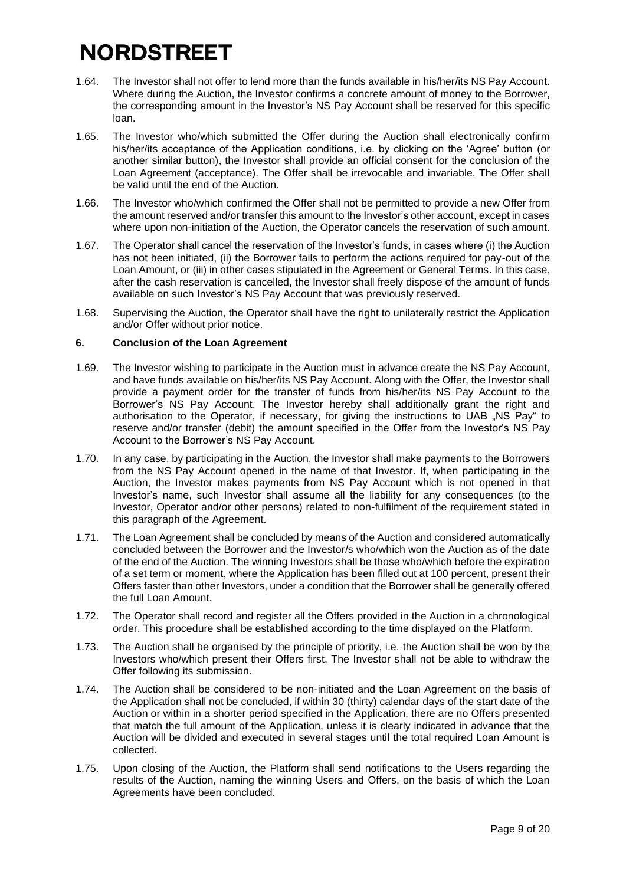1.64. The Investor shall not offer to lend more than the funds available in his/her/its NS Pay Account. Where during the Auction, the Investor confirms a concrete amount of money to the Borrower, the corresponding amount in the Investor's NS Pay Account shall be reserved for this specific loan.

1.65. The Investor who/which submitted the Offer during the Auction shall electronically confirm his/her/its acceptance of the Application conditions, i.e. by clicking on the 'Agree' button (or another similar button), the Investor shall provide an official consent for the conclusion of the Loan Agreement (acceptance). The Offer shall be irrevocable and invariable. The Offer shall be valid until the end of the Auction.

1.66. The Investor who/which confirmed the Offer shall not be permitted to provide a new Offer from the amount reserved and/or transfer this amount to the Investor's other account, except in cases where upon non-initiation of the Auction, the Operator cancels the reservation of such amount.

1.67. The Operator shall cancel the reservation of the Investor's funds, in cases where (i) the Auction has not been initiated, (ii) the Borrower fails to perform the actions required for pay-out of the Loan Amount, or (iii) in other cases stipulated in the Agreement or General Terms. In this case, after the cash reservation is cancelled, the Investor shall freely dispose of the amount of funds available on such Investor's NS Pay Account that was previously reserved.

1.68. Supervising the Auction, the Operator shall have the right to unilaterally restrict the Application and/or Offer without prior notice.

## 6. Conclusion of the Loan Agreement

1.69. The Investor wishing to participate in the Auction must in advance create the NS Pay Account, and have funds available on his/her/its NS Pay Account. Along with the Offer, the Investor shall provide a payment order for the transfer of funds from his/her/its NS Pay Account to the Borrower's NS Pay Account. The Investor hereby shall additionally grant the right and authorisation to the Operator, if necessary, for giving the instructions to UAB „NS Pay" to reserve and/or transfer (debit) the amount specified in the Offer from the Investor's NS Pay Account to the Borrower's NS Pay Account.

1.70. In any case, by participating in the Auction, the Investor shall make payments to the Borrowers from the NS Pay Account opened in the name of that Investor. If, when participating in the Auction, the Investor makes payments from NS Pay Account which is not opened in that Investor's name, such Investor shall assume all the liability for any consequences (to the Investor, Operator and/or other persons) related to non-fulfilment of the requirement stated in this paragraph of the Agreement.

1.71. The Loan Agreement shall be concluded by means of the Auction and considered automatically concluded between the Borrower and the Investor/s who/which won the Auction as of the date of the end of the Auction. The winning Investors shall be those who/which before the expiration of a set term or moment, where the Application has been filled out at 100 percent, present their Offers faster than other Investors, under a condition that the Borrower shall be generally offered the full Loan Amount.

1.72. The Operator shall record and register all the Offers provided in the Auction in a chronological order. This procedure shall be established according to the time displayed on the Platform.

1.73. The Auction shall be organised by the principle of priority, i.e. the Auction shall be won by the Investors who/which present their Offers first. The Investor shall not be able to withdraw the Offer following its submission.

1.74. The Auction shall be considered to be non-initiated and the Loan Agreement on the basis of the Application shall not be concluded, if within 30 (thirty) calendar days of the start date of the Auction or within in a shorter period specified in the Application, there are no Offers presented that match the full amount of the Application, unless it is clearly indicated in advance that the Auction will be divided and executed in several stages until the total required Loan Amount is collected.

1.75. Upon closing of the Auction, the Platform shall send notifications to the Users regarding the results of the Auction, naming the winning Users and Offers, on the basis of which the Loan Agreements have been concluded.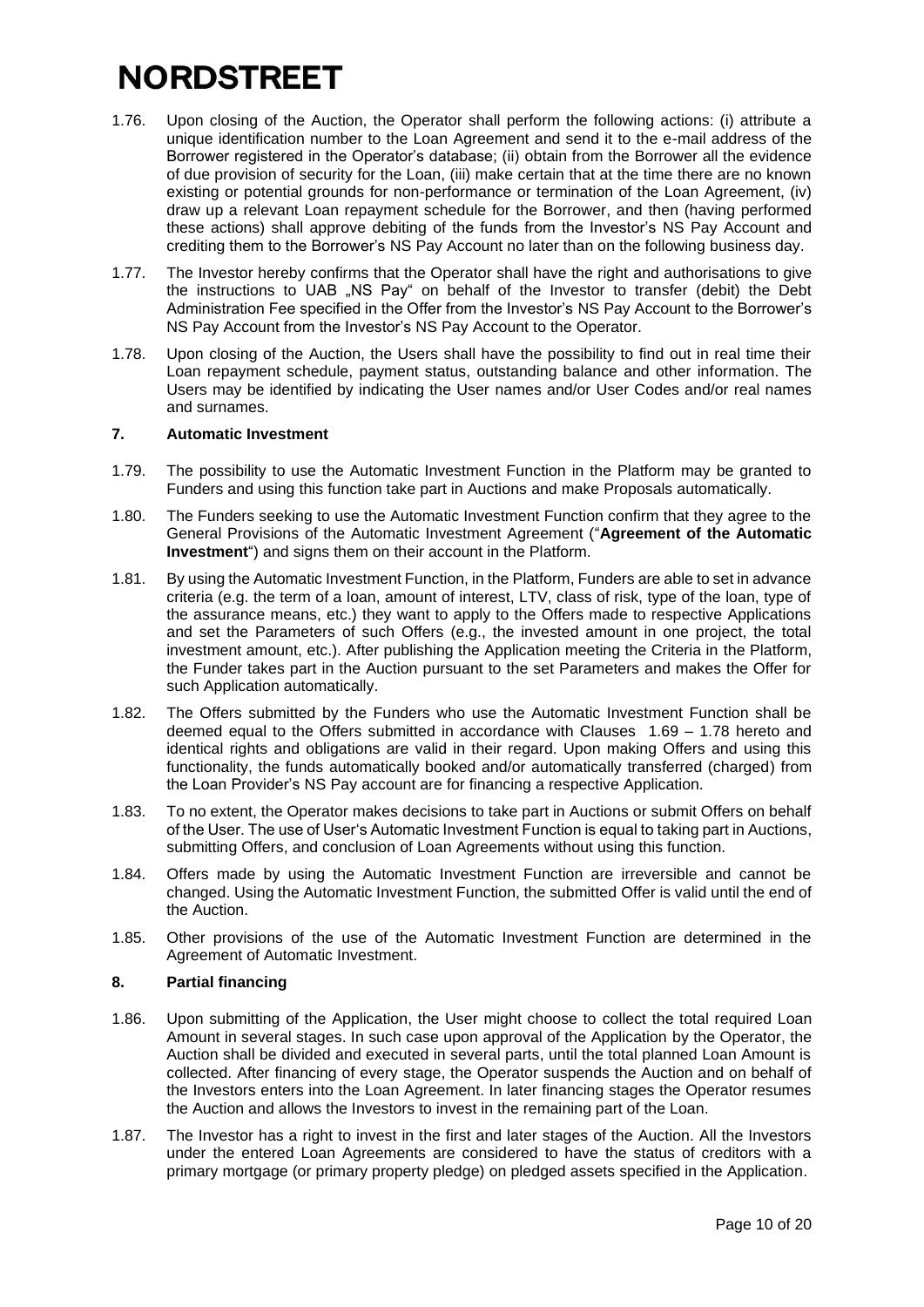1.76. Upon closing of the Auction, the Operator shall perform the following actions: (i) attribute a unique identification number to the Loan Agreement and send it to the e-mail address of the Borrower registered in the Operator's database; (ii) obtain from the Borrower all the evidence of due provision of security for the Loan, (iii) make certain that at the time there are no known existing or potential grounds for non-performance or termination of the Loan Agreement, (iv) draw up a relevant Loan repayment schedule for the Borrower, and then (having performed these actions) shall approve debiting of the funds from the Investor's NS Pay Account and crediting them to the Borrower's NS Pay Account no later than on the following business day.

1.77. The Investor hereby confirms that the Operator shall have the right and authorisations to give the instructions to UAB „NS Pay" on behalf of the Investor to transfer (debit) the Debt Administration Fee specified in the Offer from the Investor's NS Pay Account to the Borrower's NS Pay Account from the Investor's NS Pay Account to the Operator.

1.78. Upon closing of the Auction, the Users shall have the possibility to find out in real time their Loan repayment schedule, payment status, outstanding balance and other information. The Users may be identified by indicating the User names and/or User Codes and/or real names and surnames.

### 7. Automatic Investment

1.79. The possibility to use the Automatic Investment Function in the Platform may be granted to Funders and using this function take part in Auctions and make Proposals automatically.

1.80. The Funders seeking to use the Automatic Investment Function confirm that they agree to the General Provisions of the Automatic Investment Agreement ("**Agreement of the Automatic Investment**") and signs them on their account in the Platform.

1.81. By using the Automatic Investment Function, in the Platform, Funders are able to set in advance criteria (e.g. the term of a loan, amount of interest, LTV, class of risk, type of the loan, type of the assurance means, etc.) they want to apply to the Offers made to respective Applications and set the Parameters of such Offers (e.g., the invested amount in one project, the total investment amount, etc.). After publishing the Application meeting the Criteria in the Platform, the Funder takes part in the Auction pursuant to the set Parameters and makes the Offer for such Application automatically.

1.82. The Offers submitted by the Funders who use the Automatic Investment Function shall be deemed equal to the Offers submitted in accordance with Clauses 1.69 – 1.78 hereto and identical rights and obligations are valid in their regard. Upon making Offers and using this functionality, the funds automatically booked and/or automatically transferred (charged) from the Loan Provider's NS Pay account are for financing a respective Application.

1.83. To no extent, the Operator makes decisions to take part in Auctions or submit Offers on behalf of the User. The use of User's Automatic Investment Function is equal to taking part in Auctions, submitting Offers, and conclusion of Loan Agreements without using this function.

1.84. Offers made by using the Automatic Investment Function are irreversible and cannot be changed. Using the Automatic Investment Function, the submitted Offer is valid until the end of the Auction.

1.85. Other provisions of the use of the Automatic Investment Function are determined in the Agreement of Automatic Investment.

### 8. Partial financing

1.86. Upon submitting of the Application, the User might choose to collect the total required Loan Amount in several stages. In such case upon approval of the Application by the Operator, the Auction shall be divided and executed in several parts, until the total planned Loan Amount is collected. After financing of every stage, the Operator suspends the Auction and on behalf of the Investors enters into the Loan Agreement. In later financing stages the Operator resumes the Auction and allows the Investors to invest in the remaining part of the Loan.

1.87. The Investor has a right to invest in the first and later stages of the Auction. All the Investors under the entered Loan Agreements are considered to have the status of creditors with a primary mortgage (or primary property pledge) on pledged assets specified in the Application.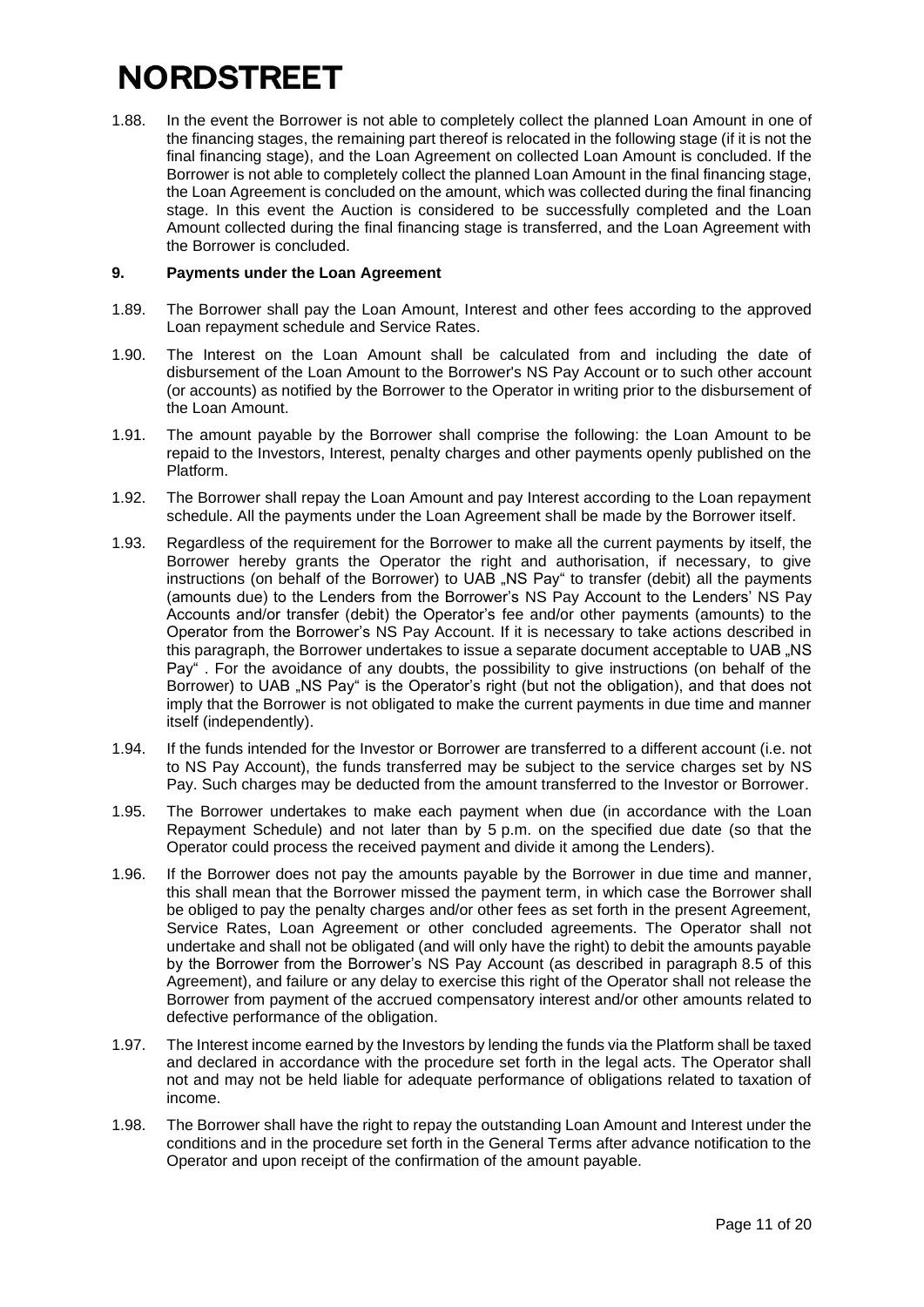1.88. In the event the Borrower is not able to completely collect the planned Loan Amount in one of the financing stages, the remaining part thereof is relocated in the following stage (if it is not the final financing stage), and the Loan Agreement on collected Loan Amount is concluded. If the Borrower is not able to completely collect the planned Loan Amount in the final financing stage, the Loan Agreement is concluded on the amount, which was collected during the final financing stage. In this event the Auction is considered to be successfully completed and the Loan Amount collected during the final financing stage is transferred, and the Loan Agreement with the Borrower is concluded.

## 9. Payments under the Loan Agreement

1.89. The Borrower shall pay the Loan Amount, Interest and other fees according to the approved Loan repayment schedule and Service Rates.

1.90. The Interest on the Loan Amount shall be calculated from and including the date of disbursement of the Loan Amount to the Borrower's NS Pay Account or to such other account (or accounts) as notified by the Borrower to the Operator in writing prior to the disbursement of the Loan Amount.

1.91. The amount payable by the Borrower shall comprise the following: the Loan Amount to be repaid to the Investors, Interest, penalty charges and other payments openly published on the Platform.

1.92. The Borrower shall repay the Loan Amount and pay Interest according to the Loan repayment schedule. All the payments under the Loan Agreement shall be made by the Borrower itself.

1.93. Regardless of the requirement for the Borrower to make all the current payments by itself, the Borrower hereby grants the Operator the right and authorisation, if necessary, to give instructions (on behalf of the Borrower) to UAB „NS Pay“ to transfer (debit) all the payments (amounts due) to the Lenders from the Borrower's NS Pay Account to the Lenders' NS Pay Accounts and/or transfer (debit) the Operator's fee and/or other payments (amounts) to the Operator from the Borrower's NS Pay Account. If it is necessary to take actions described in this paragraph, the Borrower undertakes to issue a separate document acceptable to UAB „NS Pay“ . For the avoidance of any doubts, the possibility to give instructions (on behalf of the Borrower) to UAB „NS Pay“ is the Operator's right (but not the obligation), and that does not imply that the Borrower is not obligated to make the current payments in due time and manner itself (independently).

1.94. If the funds intended for the Investor or Borrower are transferred to a different account (i.e. not to NS Pay Account), the funds transferred may be subject to the service charges set by NS Pay. Such charges may be deducted from the amount transferred to the Investor or Borrower.

1.95. The Borrower undertakes to make each payment when due (in accordance with the Loan Repayment Schedule) and not later than by 5 p.m. on the specified due date (so that the Operator could process the received payment and divide it among the Lenders).

1.96. If the Borrower does not pay the amounts payable by the Borrower in due time and manner, this shall mean that the Borrower missed the payment term, in which case the Borrower shall be obliged to pay the penalty charges and/or other fees as set forth in the present Agreement, Service Rates, Loan Agreement or other concluded agreements. The Operator shall not undertake and shall not be obligated (and will only have the right) to debit the amounts payable by the Borrower from the Borrower's NS Pay Account (as described in paragraph 8.5 of this Agreement), and failure or any delay to exercise this right of the Operator shall not release the Borrower from payment of the accrued compensatory interest and/or other amounts related to defective performance of the obligation.

1.97. The Interest income earned by the Investors by lending the funds via the Platform shall be taxed and declared in accordance with the procedure set forth in the legal acts. The Operator shall not and may not be held liable for adequate performance of obligations related to taxation of income.

1.98. The Borrower shall have the right to repay the outstanding Loan Amount and Interest under the conditions and in the procedure set forth in the General Terms after advance notification to the Operator and upon receipt of the confirmation of the amount payable.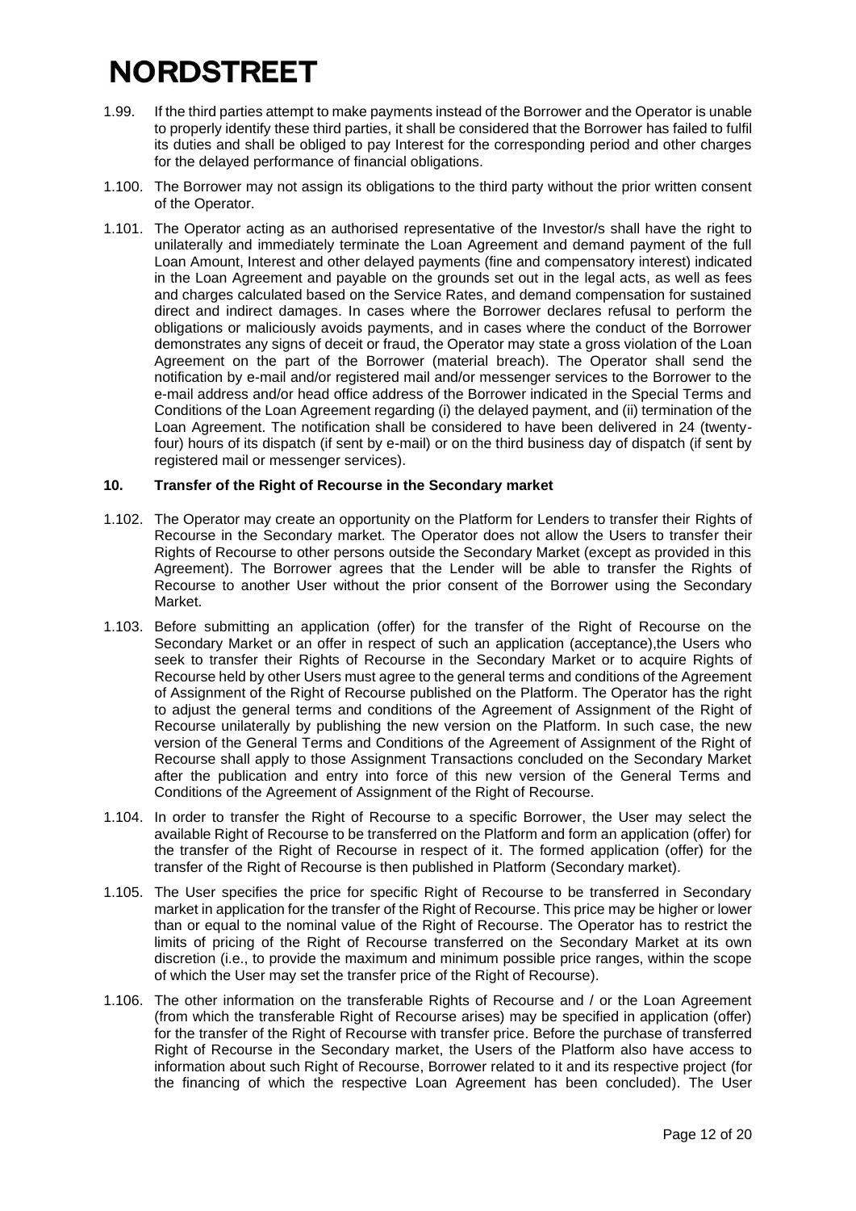1.99. If the third parties attempt to make payments instead of the Borrower and the Operator is unable to properly identify these third parties, it shall be considered that the Borrower has failed to fulfil its duties and shall be obliged to pay Interest for the corresponding period and other charges for the delayed performance of financial obligations.

1.100. The Borrower may not assign its obligations to the third party without the prior written consent of the Operator.

1.101. The Operator acting as an authorised representative of the Investor/s shall have the right to unilaterally and immediately terminate the Loan Agreement and demand payment of the full Loan Amount, Interest and other delayed payments (fine and compensatory interest) indicated in the Loan Agreement and payable on the grounds set out in the legal acts, as well as fees and charges calculated based on the Service Rates, and demand compensation for sustained direct and indirect damages. In cases where the Borrower declares refusal to perform the obligations or maliciously avoids payments, and in cases where the conduct of the Borrower demonstrates any signs of deceit or fraud, the Operator may state a gross violation of the Loan Agreement on the part of the Borrower (material breach). The Operator shall send the notification by e-mail and/or registered mail and/or messenger services to the Borrower to the e-mail address and/or head office address of the Borrower indicated in the Special Terms and Conditions of the Loan Agreement regarding (i) the delayed payment, and (ii) termination of the Loan Agreement. The notification shall be considered to have been delivered in 24 (twenty-four) hours of its dispatch (if sent by e-mail) or on the third business day of dispatch (if sent by registered mail or messenger services).

## 10. Transfer of the Right of Recourse in the Secondary market

1.102. The Operator may create an opportunity on the Platform for Lenders to transfer their Rights of Recourse in the Secondary market. The Operator does not allow the Users to transfer their Rights of Recourse to other persons outside the Secondary Market (except as provided in this Agreement). The Borrower agrees that the Lender will be able to transfer the Rights of Recourse to another User without the prior consent of the Borrower using the Secondary Market.

1.103. Before submitting an application (offer) for the transfer of the Right of Recourse on the Secondary Market or an offer in respect of such an application (acceptance),the Users who seek to transfer their Rights of Recourse in the Secondary Market or to acquire Rights of Recourse held by other Users must agree to the general terms and conditions of the Agreement of Assignment of the Right of Recourse published on the Platform. The Operator has the right to adjust the general terms and conditions of the Agreement of Assignment of the Right of Recourse unilaterally by publishing the new version on the Platform. In such case, the new version of the General Terms and Conditions of the Agreement of Assignment of the Right of Recourse shall apply to those Assignment Transactions concluded on the Secondary Market after the publication and entry into force of this new version of the General Terms and Conditions of the Agreement of Assignment of the Right of Recourse.

1.104. In order to transfer the Right of Recourse to a specific Borrower, the User may select the available Right of Recourse to be transferred on the Platform and form an application (offer) for the transfer of the Right of Recourse in respect of it. The formed application (offer) for the transfer of the Right of Recourse is then published in Platform (Secondary market).

1.105. The User specifies the price for specific Right of Recourse to be transferred in Secondary market in application for the transfer of the Right of Recourse. This price may be higher or lower than or equal to the nominal value of the Right of Recourse. The Operator has to restrict the limits of pricing of the Right of Recourse transferred on the Secondary Market at its own discretion (i.e., to provide the maximum and minimum possible price ranges, within the scope of which the User may set the transfer price of the Right of Recourse).

1.106. The other information on the transferable Rights of Recourse and / or the Loan Agreement (from which the transferable Right of Recourse arises) may be specified in application (offer) for the transfer of the Right of Recourse with transfer price. Before the purchase of transferred Right of Recourse in the Secondary market, the Users of the Platform also have access to information about such Right of Recourse, Borrower related to it and its respective project (for the financing of which the respective Loan Agreement has been concluded). The User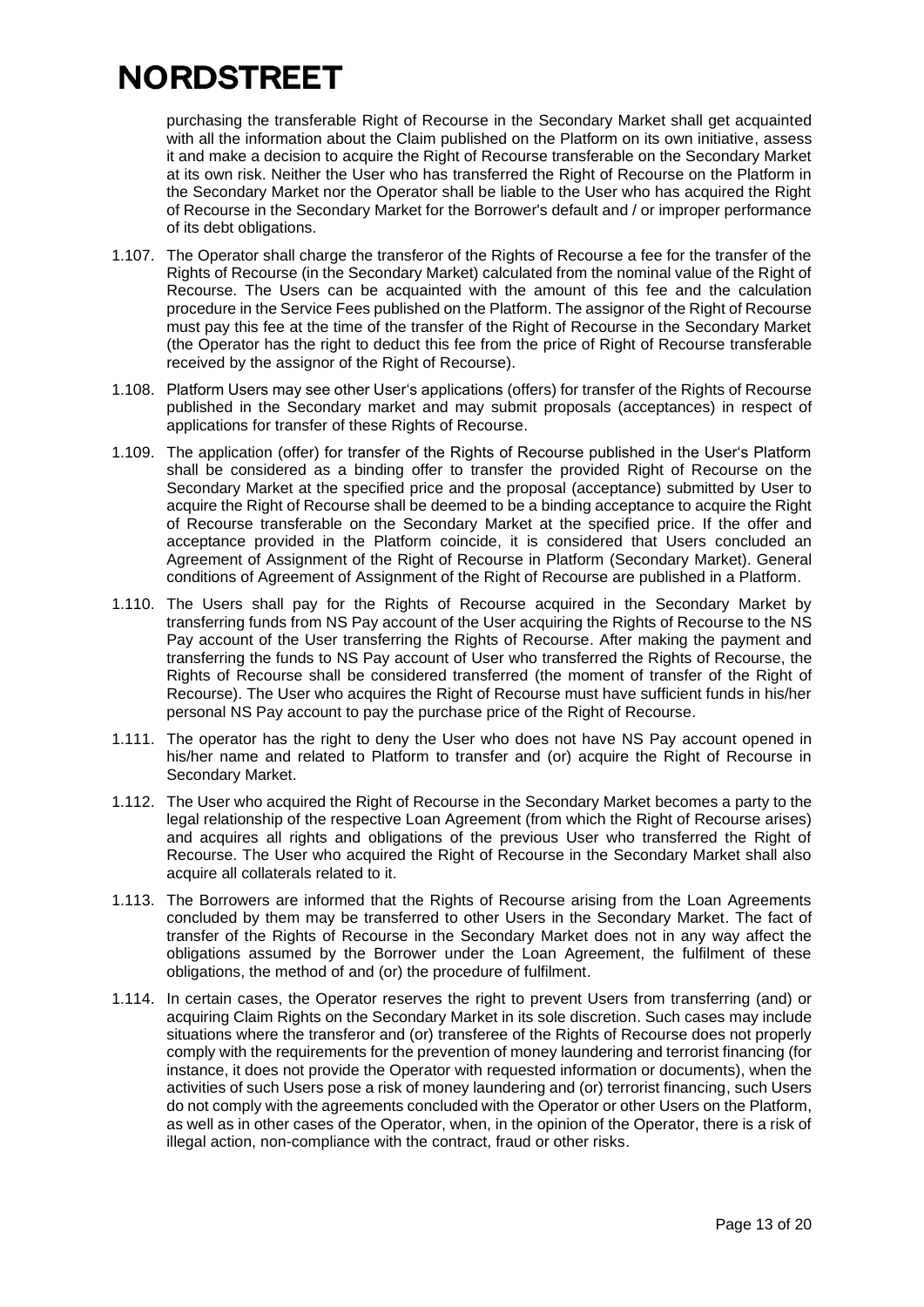purchasing the transferable Right of Recourse in the Secondary Market shall get acquainted with all the information about the Claim published on the Platform on its own initiative, assess it and make a decision to acquire the Right of Recourse transferable on the Secondary Market at its own risk. Neither the User who has transferred the Right of Recourse on the Platform in the Secondary Market nor the Operator shall be liable to the User who has acquired the Right of Recourse in the Secondary Market for the Borrower's default and / or improper performance of its debt obligations.

1.107. The Operator shall charge the transferor of the Rights of Recourse a fee for the transfer of the Rights of Recourse (in the Secondary Market) calculated from the nominal value of the Right of Recourse. The Users can be acquainted with the amount of this fee and the calculation procedure in the Service Fees published on the Platform. The assignor of the Right of Recourse must pay this fee at the time of the transfer of the Right of Recourse in the Secondary Market (the Operator has the right to deduct this fee from the price of Right of Recourse transferable received by the assignor of the Right of Recourse).

1.108. Platform Users may see other User's applications (offers) for transfer of the Rights of Recourse published in the Secondary market and may submit proposals (acceptances) in respect of applications for transfer of these Rights of Recourse.

1.109. The application (offer) for transfer of the Rights of Recourse published in the User's Platform shall be considered as a binding offer to transfer the provided Right of Recourse on the Secondary Market at the specified price and the proposal (acceptance) submitted by User to acquire the Right of Recourse shall be deemed to be a binding acceptance to acquire the Right of Recourse transferable on the Secondary Market at the specified price. If the offer and acceptance provided in the Platform coincide, it is considered that Users concluded an Agreement of Assignment of the Right of Recourse in Platform (Secondary Market). General conditions of Agreement of Assignment of the Right of Recourse are published in a Platform.

1.110. The Users shall pay for the Rights of Recourse acquired in the Secondary Market by transferring funds from NS Pay account of the User acquiring the Rights of Recourse to the NS Pay account of the User transferring the Rights of Recourse. After making the payment and transferring the funds to NS Pay account of User who transferred the Rights of Recourse, the Rights of Recourse shall be considered transferred (the moment of transfer of the Right of Recourse). The User who acquires the Right of Recourse must have sufficient funds in his/her personal NS Pay account to pay the purchase price of the Right of Recourse.

1.111. The operator has the right to deny the User who does not have NS Pay account opened in his/her name and related to Platform to transfer and (or) acquire the Right of Recourse in Secondary Market.

1.112. The User who acquired the Right of Recourse in the Secondary Market becomes a party to the legal relationship of the respective Loan Agreement (from which the Right of Recourse arises) and acquires all rights and obligations of the previous User who transferred the Right of Recourse. The User who acquired the Right of Recourse in the Secondary Market shall also acquire all collaterals related to it.

1.113. The Borrowers are informed that the Rights of Recourse arising from the Loan Agreements concluded by them may be transferred to other Users in the Secondary Market. The fact of transfer of the Rights of Recourse in the Secondary Market does not in any way affect the obligations assumed by the Borrower under the Loan Agreement, the fulfilment of these obligations, the method of and (or) the procedure of fulfilment.

1.114. In certain cases, the Operator reserves the right to prevent Users from transferring (and) or acquiring Claim Rights on the Secondary Market in its sole discretion. Such cases may include situations where the transferor and (or) transferee of the Rights of Recourse does not properly comply with the requirements for the prevention of money laundering and terrorist financing (for instance, it does not provide the Operator with requested information or documents), when the activities of such Users pose a risk of money laundering and (or) terrorist financing, such Users do not comply with the agreements concluded with the Operator or other Users on the Platform, as well as in other cases of the Operator, when, in the opinion of the Operator, there is a risk of illegal action, non-compliance with the contract, fraud or other risks.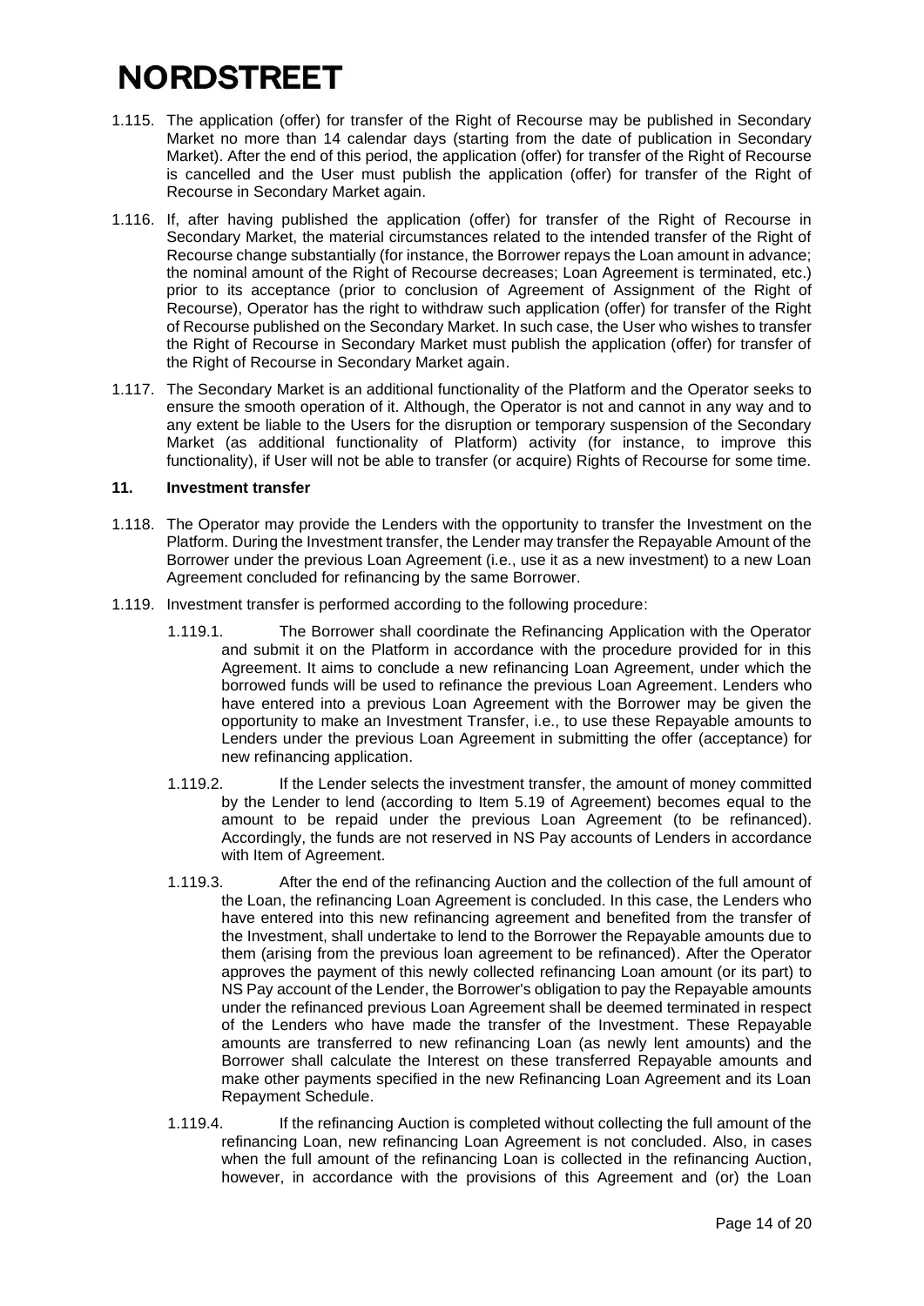1.115. The application (offer) for transfer of the Right of Recourse may be published in Secondary Market no more than 14 calendar days (starting from the date of publication in Secondary Market). After the end of this period, the application (offer) for transfer of the Right of Recourse is cancelled and the User must publish the application (offer) for transfer of the Right of Recourse in Secondary Market again.

1.116. If, after having published the application (offer) for transfer of the Right of Recourse in Secondary Market, the material circumstances related to the intended transfer of the Right of Recourse change substantially (for instance, the Borrower repays the Loan amount in advance; the nominal amount of the Right of Recourse decreases; Loan Agreement is terminated, etc.) prior to its acceptance (prior to conclusion of Agreement of Assignment of the Right of Recourse), Operator has the right to withdraw such application (offer) for transfer of the Right of Recourse published on the Secondary Market. In such case, the User who wishes to transfer the Right of Recourse in Secondary Market must publish the application (offer) for transfer of the Right of Recourse in Secondary Market again.

1.117. The Secondary Market is an additional functionality of the Platform and the Operator seeks to ensure the smooth operation of it. Although, the Operator is not and cannot in any way and to any extent be liable to the Users for the disruption or temporary suspension of the Secondary Market (as additional functionality of Platform) activity (for instance, to improve this functionality), if User will not be able to transfer (or acquire) Rights of Recourse for some time.

**11. Investment transfer**

1.118. The Operator may provide the Lenders with the opportunity to transfer the Investment on the Platform. During the Investment transfer, the Lender may transfer the Repayable Amount of the Borrower under the previous Loan Agreement (i.e., use it as a new investment) to a new Loan Agreement concluded for refinancing by the same Borrower.

1.119. Investment transfer is performed according to the following procedure:

1.119.1. The Borrower shall coordinate the Refinancing Application with the Operator and submit it on the Platform in accordance with the procedure provided for in this Agreement. It aims to conclude a new refinancing Loan Agreement, under which the borrowed funds will be used to refinance the previous Loan Agreement. Lenders who have entered into a previous Loan Agreement with the Borrower may be given the opportunity to make an Investment Transfer, i.e., to use these Repayable amounts to Lenders under the previous Loan Agreement in submitting the offer (acceptance) for new refinancing application.

1.119.2. If the Lender selects the investment transfer, the amount of money committed by the Lender to lend (according to Item 5.19 of Agreement) becomes equal to the amount to be repaid under the previous Loan Agreement (to be refinanced). Accordingly, the funds are not reserved in NS Pay accounts of Lenders in accordance with Item of Agreement.

1.119.3. After the end of the refinancing Auction and the collection of the full amount of the Loan, the refinancing Loan Agreement is concluded. In this case, the Lenders who have entered into this new refinancing agreement and benefited from the transfer of the Investment, shall undertake to lend to the Borrower the Repayable amounts due to them (arising from the previous loan agreement to be refinanced). After the Operator approves the payment of this newly collected refinancing Loan amount (or its part) to NS Pay account of the Lender, the Borrower's obligation to pay the Repayable amounts under the refinanced previous Loan Agreement shall be deemed terminated in respect of the Lenders who have made the transfer of the Investment. These Repayable amounts are transferred to new refinancing Loan (as newly lent amounts) and the Borrower shall calculate the Interest on these transferred Repayable amounts and make other payments specified in the new Refinancing Loan Agreement and its Loan Repayment Schedule.

1.119.4. If the refinancing Auction is completed without collecting the full amount of the refinancing Loan, new refinancing Loan Agreement is not concluded. Also, in cases when the full amount of the refinancing Loan is collected in the refinancing Auction, however, in accordance with the provisions of this Agreement and (or) the Loan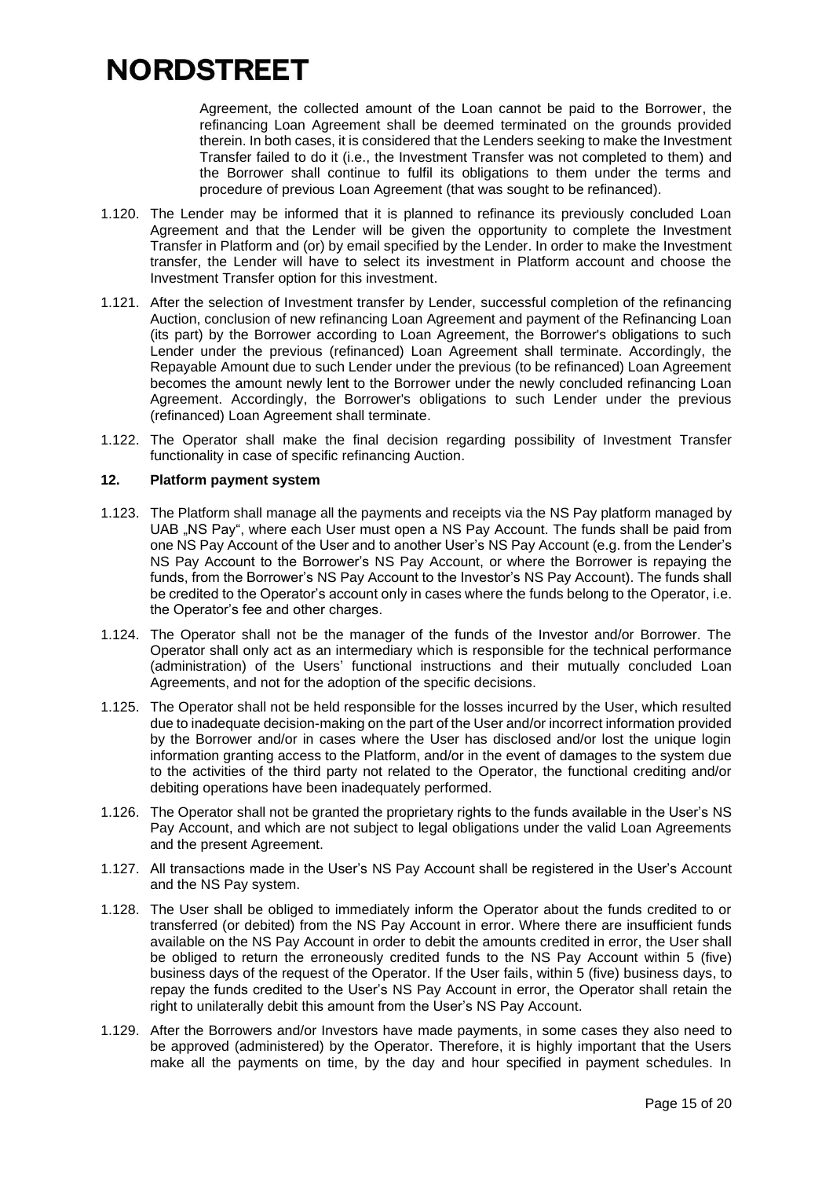Agreement, the collected amount of the Loan cannot be paid to the Borrower, the refinancing Loan Agreement shall be deemed terminated on the grounds provided therein. In both cases, it is considered that the Lenders seeking to make the Investment Transfer failed to do it (i.e., the Investment Transfer was not completed to them) and the Borrower shall continue to fulfil its obligations to them under the terms and procedure of previous Loan Agreement (that was sought to be refinanced).

1.120. The Lender may be informed that it is planned to refinance its previously concluded Loan Agreement and that the Lender will be given the opportunity to complete the Investment Transfer in Platform and (or) by email specified by the Lender. In order to make the Investment transfer, the Lender will have to select its investment in Platform account and choose the Investment Transfer option for this investment.

1.121. After the selection of Investment transfer by Lender, successful completion of the refinancing Auction, conclusion of new refinancing Loan Agreement and payment of the Refinancing Loan (its part) by the Borrower according to Loan Agreement, the Borrower's obligations to such Lender under the previous (refinanced) Loan Agreement shall terminate. Accordingly, the Repayable Amount due to such Lender under the previous (to be refinanced) Loan Agreement becomes the amount newly lent to the Borrower under the newly concluded refinancing Loan Agreement. Accordingly, the Borrower's obligations to such Lender under the previous (refinanced) Loan Agreement shall terminate.

1.122. The Operator shall make the final decision regarding possibility of Investment Transfer functionality in case of specific refinancing Auction.

## 12. Platform payment system

1.123. The Platform shall manage all the payments and receipts via the NS Pay platform managed by UAB „NS Pay", where each User must open a NS Pay Account. The funds shall be paid from one NS Pay Account of the User and to another User's NS Pay Account (e.g. from the Lender's NS Pay Account to the Borrower's NS Pay Account, or where the Borrower is repaying the funds, from the Borrower's NS Pay Account to the Investor's NS Pay Account). The funds shall be credited to the Operator's account only in cases where the funds belong to the Operator, i.e. the Operator's fee and other charges.

1.124. The Operator shall not be the manager of the funds of the Investor and/or Borrower. The Operator shall only act as an intermediary which is responsible for the technical performance (administration) of the Users' functional instructions and their mutually concluded Loan Agreements, and not for the adoption of the specific decisions.

1.125. The Operator shall not be held responsible for the losses incurred by the User, which resulted due to inadequate decision-making on the part of the User and/or incorrect information provided by the Borrower and/or in cases where the User has disclosed and/or lost the unique login information granting access to the Platform, and/or in the event of damages to the system due to the activities of the third party not related to the Operator, the functional crediting and/or debiting operations have been inadequately performed.

1.126. The Operator shall not be granted the proprietary rights to the funds available in the User's NS Pay Account, and which are not subject to legal obligations under the valid Loan Agreements and the present Agreement.

1.127. All transactions made in the User's NS Pay Account shall be registered in the User's Account and the NS Pay system.

1.128. The User shall be obliged to immediately inform the Operator about the funds credited to or transferred (or debited) from the NS Pay Account in error. Where there are insufficient funds available on the NS Pay Account in order to debit the amounts credited in error, the User shall be obliged to return the erroneously credited funds to the NS Pay Account within 5 (five) business days of the request of the Operator. If the User fails, within 5 (five) business days, to repay the funds credited to the User's NS Pay Account in error, the Operator shall retain the right to unilaterally debit this amount from the User's NS Pay Account.

1.129. After the Borrowers and/or Investors have made payments, in some cases they also need to be approved (administered) by the Operator. Therefore, it is highly important that the Users make all the payments on time, by the day and hour specified in payment schedules. In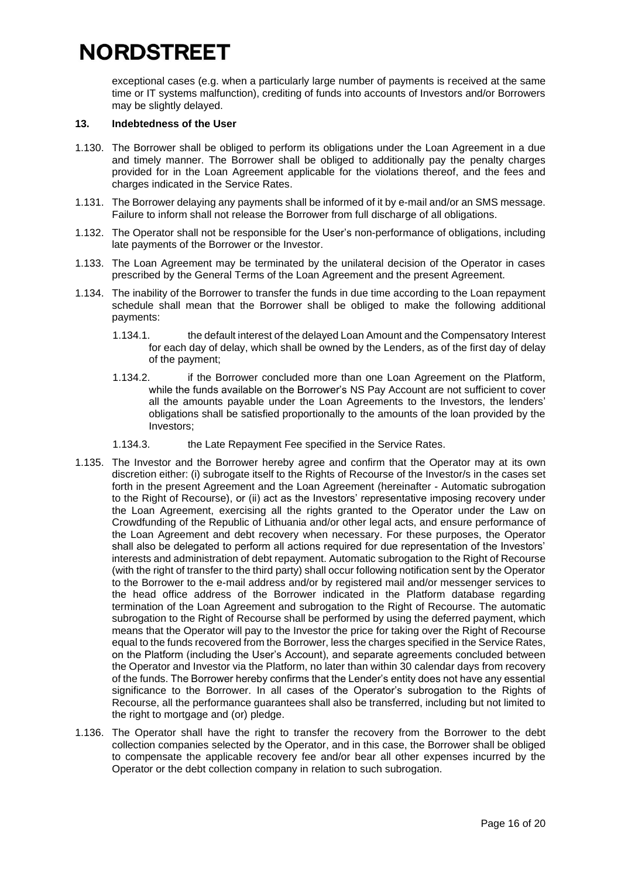exceptional cases (e.g. when a particularly large number of payments is received at the same time or IT systems malfunction), crediting of funds into accounts of Investors and/or Borrowers may be slightly delayed.

## 13. Indebtedness of the User

1.130. The Borrower shall be obliged to perform its obligations under the Loan Agreement in a due and timely manner. The Borrower shall be obliged to additionally pay the penalty charges provided for in the Loan Agreement applicable for the violations thereof, and the fees and charges indicated in the Service Rates.

1.131. The Borrower delaying any payments shall be informed of it by e-mail and/or an SMS message. Failure to inform shall not release the Borrower from full discharge of all obligations.

1.132. The Operator shall not be responsible for the User's non-performance of obligations, including late payments of the Borrower or the Investor.

1.133. The Loan Agreement may be terminated by the unilateral decision of the Operator in cases prescribed by the General Terms of the Loan Agreement and the present Agreement.

1.134. The inability of the Borrower to transfer the funds in due time according to the Loan repayment schedule shall mean that the Borrower shall be obliged to make the following additional payments:

1.134.1. the default interest of the delayed Loan Amount and the Compensatory Interest for each day of delay, which shall be owned by the Lenders, as of the first day of delay of the payment;

1.134.2. if the Borrower concluded more than one Loan Agreement on the Platform, while the funds available on the Borrower's NS Pay Account are not sufficient to cover all the amounts payable under the Loan Agreements to the Investors, the lenders' obligations shall be satisfied proportionally to the amounts of the loan provided by the Investors;

1.134.3. the Late Repayment Fee specified in the Service Rates.

1.135. The Investor and the Borrower hereby agree and confirm that the Operator may at its own discretion either: (i) subrogate itself to the Rights of Recourse of the Investor/s in the cases set forth in the present Agreement and the Loan Agreement (hereinafter - Automatic subrogation to the Right of Recourse), or (ii) act as the Investors' representative imposing recovery under the Loan Agreement, exercising all the rights granted to the Operator under the Law on Crowdfunding of the Republic of Lithuania and/or other legal acts, and ensure performance of the Loan Agreement and debt recovery when necessary. For these purposes, the Operator shall also be delegated to perform all actions required for due representation of the Investors' interests and administration of debt repayment. Automatic subrogation to the Right of Recourse (with the right of transfer to the third party) shall occur following notification sent by the Operator to the Borrower to the e-mail address and/or by registered mail and/or messenger services to the head office address of the Borrower indicated in the Platform database regarding termination of the Loan Agreement and subrogation to the Right of Recourse. The automatic subrogation to the Right of Recourse shall be performed by using the deferred payment, which means that the Operator will pay to the Investor the price for taking over the Right of Recourse equal to the funds recovered from the Borrower, less the charges specified in the Service Rates, on the Platform (including the User's Account), and separate agreements concluded between the Operator and Investor via the Platform, no later than within 30 calendar days from recovery of the funds. The Borrower hereby confirms that the Lender's entity does not have any essential significance to the Borrower. In all cases of the Operator's subrogation to the Rights of Recourse, all the performance guarantees shall also be transferred, including but not limited to the right to mortgage and (or) pledge.

1.136. The Operator shall have the right to transfer the recovery from the Borrower to the debt collection companies selected by the Operator, and in this case, the Borrower shall be obliged to compensate the applicable recovery fee and/or bear all other expenses incurred by the Operator or the debt collection company in relation to such subrogation.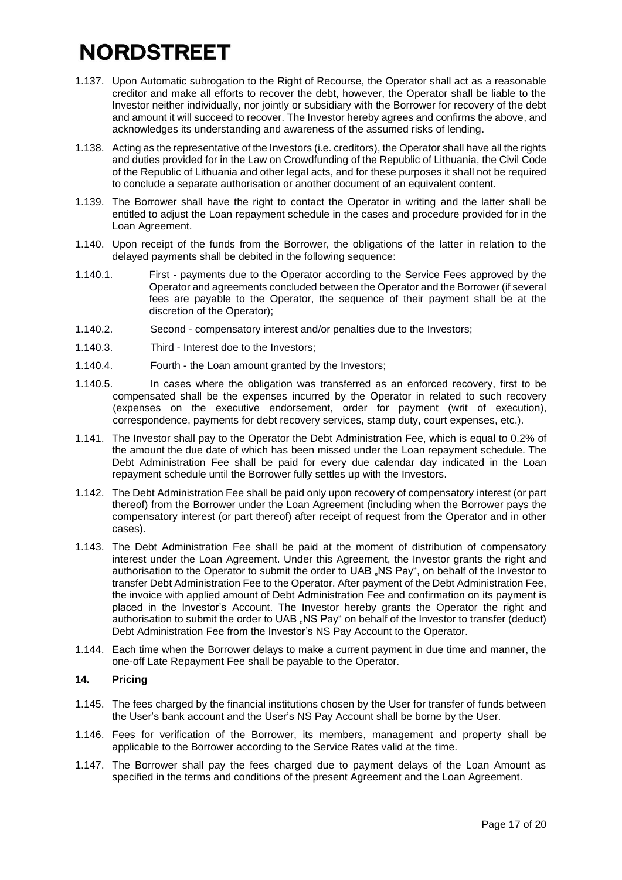# NORDSTREET

1.137. Upon Automatic subrogation to the Right of Recourse, the Operator shall act as a reasonable creditor and make all efforts to recover the debt, however, the Operator shall be liable to the Investor neither individually, nor jointly or subsidiary with the Borrower for recovery of the debt and amount it will succeed to recover. The Investor hereby agrees and confirms the above, and acknowledges its understanding and awareness of the assumed risks of lending.

1.138. Acting as the representative of the Investors (i.e. creditors), the Operator shall have all the rights and duties provided for in the Law on Crowdfunding of the Republic of Lithuania, the Civil Code of the Republic of Lithuania and other legal acts, and for these purposes it shall not be required to conclude a separate authorisation or another document of an equivalent content.

1.139. The Borrower shall have the right to contact the Operator in writing and the latter shall be entitled to adjust the Loan repayment schedule in the cases and procedure provided for in the Loan Agreement.

1.140. Upon receipt of the funds from the Borrower, the obligations of the latter in relation to the delayed payments shall be debited in the following sequence:

1.140.1. First - payments due to the Operator according to the Service Fees approved by the Operator and agreements concluded between the Operator and the Borrower (if several fees are payable to the Operator, the sequence of their payment shall be at the discretion of the Operator);

1.140.2. Second - compensatory interest and/or penalties due to the Investors;

1.140.3. Third - Interest doe to the Investors;

1.140.4. Fourth - the Loan amount granted by the Investors;

1.140.5. In cases where the obligation was transferred as an enforced recovery, first to be compensated shall be the expenses incurred by the Operator in related to such recovery (expenses on the executive endorsement, order for payment (writ of execution), correspondence, payments for debt recovery services, stamp duty, court expenses, etc.).

1.141. The Investor shall pay to the Operator the Debt Administration Fee, which is equal to 0.2% of the amount the due date of which has been missed under the Loan repayment schedule. The Debt Administration Fee shall be paid for every due calendar day indicated in the Loan repayment schedule until the Borrower fully settles up with the Investors.

1.142. The Debt Administration Fee shall be paid only upon recovery of compensatory interest (or part thereof) from the Borrower under the Loan Agreement (including when the Borrower pays the compensatory interest (or part thereof) after receipt of request from the Operator and in other cases).

1.143. The Debt Administration Fee shall be paid at the moment of distribution of compensatory interest under the Loan Agreement. Under this Agreement, the Investor grants the right and authorisation to the Operator to submit the order to UAB „NS Pay", on behalf of the Investor to transfer Debt Administration Fee to the Operator. After payment of the Debt Administration Fee, the invoice with applied amount of Debt Administration Fee and confirmation on its payment is placed in the Investor's Account. The Investor hereby grants the Operator the right and authorisation to submit the order to UAB „NS Pay" on behalf of the Investor to transfer (deduct) Debt Administration Fee from the Investor's NS Pay Account to the Operator.

1.144. Each time when the Borrower delays to make a current payment in due time and manner, the one-off Late Repayment Fee shall be payable to the Operator.

## 14. Pricing

1.145. The fees charged by the financial institutions chosen by the User for transfer of funds between the User's bank account and the User's NS Pay Account shall be borne by the User.

1.146. Fees for verification of the Borrower, its members, management and property shall be applicable to the Borrower according to the Service Rates valid at the time.

1.147. The Borrower shall pay the fees charged due to payment delays of the Loan Amount as specified in the terms and conditions of the present Agreement and the Loan Agreement.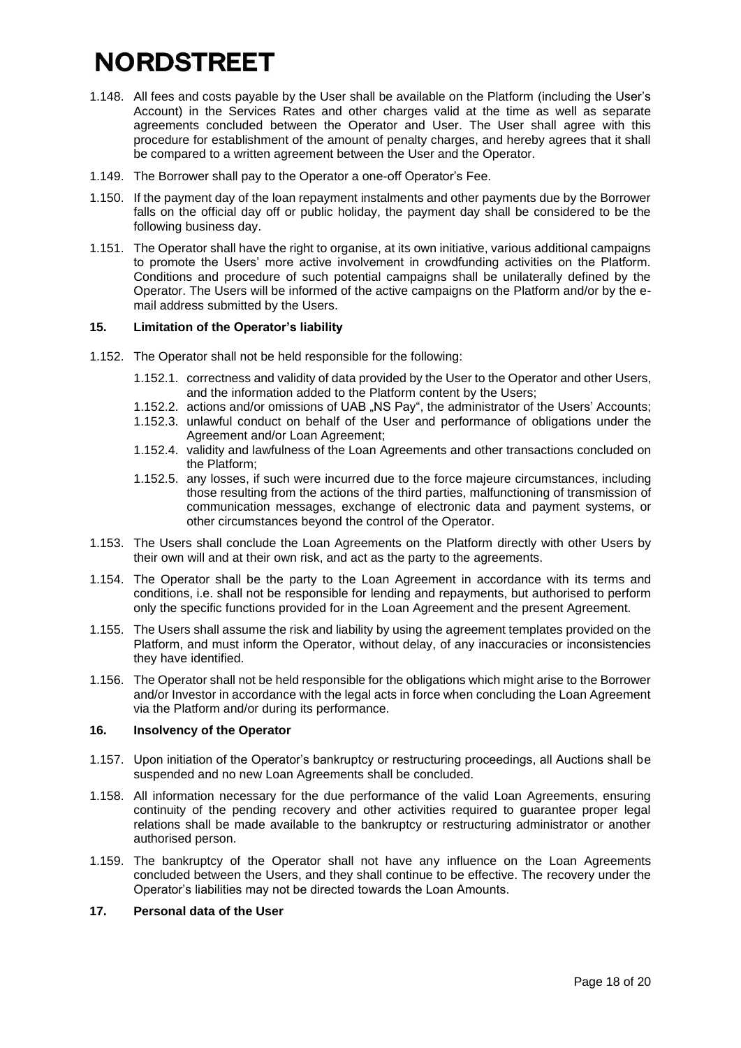1.148. All fees and costs payable by the User shall be available on the Platform (including the User's Account) in the Services Rates and other charges valid at the time as well as separate agreements concluded between the Operator and User. The User shall agree with this procedure for establishment of the amount of penalty charges, and hereby agrees that it shall be compared to a written agreement between the User and the Operator.

1.149. The Borrower shall pay to the Operator a one-off Operator's Fee.

1.150. If the payment day of the loan repayment instalments and other payments due by the Borrower falls on the official day off or public holiday, the payment day shall be considered to be the following business day.

1.151. The Operator shall have the right to organise, at its own initiative, various additional campaigns to promote the Users' more active involvement in crowdfunding activities on the Platform. Conditions and procedure of such potential campaigns shall be unilaterally defined by the Operator. The Users will be informed of the active campaigns on the Platform and/or by the e-mail address submitted by the Users.

## 15. Limitation of the Operator's liability

1.152. The Operator shall not be held responsible for the following:

- 1.152.1. correctness and validity of data provided by the User to the Operator and other Users, and the information added to the Platform content by the Users;
- 1.152.2. actions and/or omissions of UAB „NS Pay", the administrator of the Users' Accounts;
- 1.152.3. unlawful conduct on behalf of the User and performance of obligations under the Agreement and/or Loan Agreement;
- 1.152.4. validity and lawfulness of the Loan Agreements and other transactions concluded on the Platform;
- 1.152.5. any losses, if such were incurred due to the force majeure circumstances, including those resulting from the actions of the third parties, malfunctioning of transmission of communication messages, exchange of electronic data and payment systems, or other circumstances beyond the control of the Operator.

1.153. The Users shall conclude the Loan Agreements on the Platform directly with other Users by their own will and at their own risk, and act as the party to the agreements.

1.154. The Operator shall be the party to the Loan Agreement in accordance with its terms and conditions, i.e. shall not be responsible for lending and repayments, but authorised to perform only the specific functions provided for in the Loan Agreement and the present Agreement.

1.155. The Users shall assume the risk and liability by using the agreement templates provided on the Platform, and must inform the Operator, without delay, of any inaccuracies or inconsistencies they have identified.

1.156. The Operator shall not be held responsible for the obligations which might arise to the Borrower and/or Investor in accordance with the legal acts in force when concluding the Loan Agreement via the Platform and/or during its performance.

## 16. Insolvency of the Operator

1.157. Upon initiation of the Operator's bankruptcy or restructuring proceedings, all Auctions shall be suspended and no new Loan Agreements shall be concluded.

1.158. All information necessary for the due performance of the valid Loan Agreements, ensuring continuity of the pending recovery and other activities required to guarantee proper legal relations shall be made available to the bankruptcy or restructuring administrator or another authorised person.

1.159. The bankruptcy of the Operator shall not have any influence on the Loan Agreements concluded between the Users, and they shall continue to be effective. The recovery under the Operator's liabilities may not be directed towards the Loan Amounts.

## 17. Personal data of the User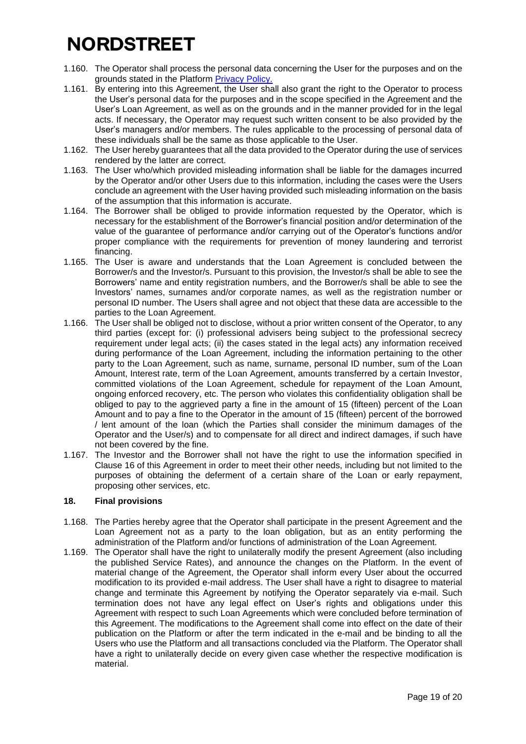1.160. The Operator shall process the personal data concerning the User for the purposes and on the grounds stated in the Platform [Privacy Policy.]

1.161. By entering into this Agreement, the User shall also grant the right to the Operator to process the User's personal data for the purposes and in the scope specified in the Agreement and the User's Loan Agreement, as well as on the grounds and in the manner provided for in the legal acts. If necessary, the Operator may request such written consent to be also provided by the User's managers and/or members. The rules applicable to the processing of personal data of these individuals shall be the same as those applicable to the User.

1.162. The User hereby guarantees that all the data provided to the Operator during the use of services rendered by the latter are correct.

1.163. The User who/which provided misleading information shall be liable for the damages incurred by the Operator and/or other Users due to this information, including the cases were the Users conclude an agreement with the User having provided such misleading information on the basis of the assumption that this information is accurate.

1.164. The Borrower shall be obliged to provide information requested by the Operator, which is necessary for the establishment of the Borrower's financial position and/or determination of the value of the guarantee of performance and/or carrying out of the Operator's functions and/or proper compliance with the requirements for prevention of money laundering and terrorist financing.

1.165. The User is aware and understands that the Loan Agreement is concluded between the Borrower/s and the Investor/s. Pursuant to this provision, the Investor/s shall be able to see the Borrowers' name and entity registration numbers, and the Borrower/s shall be able to see the Investors' names, surnames and/or corporate names, as well as the registration number or personal ID number. The Users shall agree and not object that these data are accessible to the parties to the Loan Agreement.

1.166. The User shall be obliged not to disclose, without a prior written consent of the Operator, to any third parties (except for: (i) professional advisers being subject to the professional secrecy requirement under legal acts; (ii) the cases stated in the legal acts) any information received during performance of the Loan Agreement, including the information pertaining to the other party to the Loan Agreement, such as name, surname, personal ID number, sum of the Loan Amount, Interest rate, term of the Loan Agreement, amounts transferred by a certain Investor, committed violations of the Loan Agreement, schedule for repayment of the Loan Amount, ongoing enforced recovery, etc. The person who violates this confidentiality obligation shall be obliged to pay to the aggrieved party a fine in the amount of 15 (fifteen) percent of the Loan Amount and to pay a fine to the Operator in the amount of 15 (fifteen) percent of the borrowed / lent amount of the loan (which the Parties shall consider the minimum damages of the Operator and the User/s) and to compensate for all direct and indirect damages, if such have not been covered by the fine.

1.167. The Investor and the Borrower shall not have the right to use the information specified in Clause 16 of this Agreement in order to meet their other needs, including but not limited to the purposes of obtaining the deferment of a certain share of the Loan or early repayment, proposing other services, etc.

## 18. Final provisions

1.168. The Parties hereby agree that the Operator shall participate in the present Agreement and the Loan Agreement not as a party to the loan obligation, but as an entity performing the administration of the Platform and/or functions of administration of the Loan Agreement.

1.169. The Operator shall have the right to unilaterally modify the present Agreement (also including the published Service Rates), and announce the changes on the Platform. In the event of material change of the Agreement, the Operator shall inform every User about the occurred modification to its provided e-mail address. The User shall have a right to disagree to material change and terminate this Agreement by notifying the Operator separately via e-mail. Such termination does not have any legal effect on User's rights and obligations under this Agreement with respect to such Loan Agreements which were concluded before termination of this Agreement. The modifications to the Agreement shall come into effect on the date of their publication on the Platform or after the term indicated in the e-mail and be binding to all the Users who use the Platform and all transactions concluded via the Platform. The Operator shall have a right to unilaterally decide on every given case whether the respective modification is material.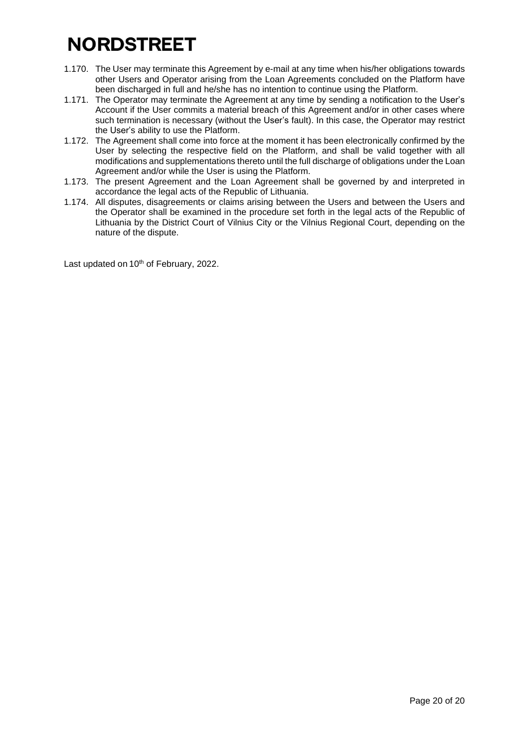1.170. The User may terminate this Agreement by e-mail at any time when his/her obligations towards other Users and Operator arising from the Loan Agreements concluded on the Platform have been discharged in full and he/she has no intention to continue using the Platform.

1.171. The Operator may terminate the Agreement at any time by sending a notification to the User's Account if the User commits a material breach of this Agreement and/or in other cases where such termination is necessary (without the User's fault). In this case, the Operator may restrict the User's ability to use the Platform.

1.172. The Agreement shall come into force at the moment it has been electronically confirmed by the User by selecting the respective field on the Platform, and shall be valid together with all modifications and supplementations thereto until the full discharge of obligations under the Loan Agreement and/or while the User is using the Platform.

1.173. The present Agreement and the Loan Agreement shall be governed by and interpreted in accordance the legal acts of the Republic of Lithuania.

1.174. All disputes, disagreements or claims arising between the Users and between the Users and the Operator shall be examined in the procedure set forth in the legal acts of the Republic of Lithuania by the District Court of Vilnius City or the Vilnius Regional Court, depending on the nature of the dispute.

Last updated on 10th of February, 2022.